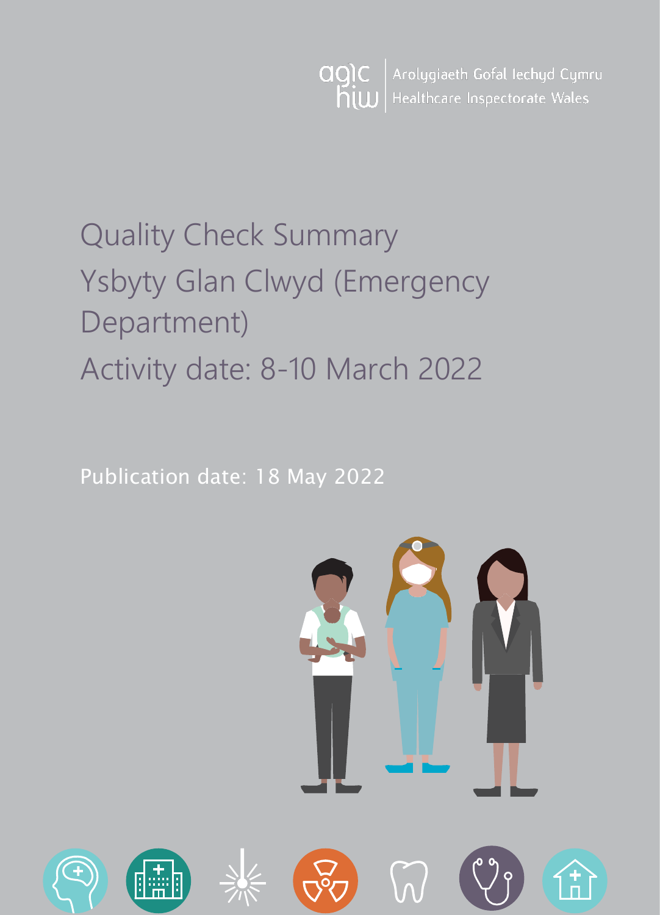agic hiw | Arolygiaeth Gofal Iechyd Cymru
Healthcare Inspectorate Wales

# Quality Check Summary
# Ysbyty Glan Clwyd (Emergency Department)
# Activity date: 8-10 March 2022

Publication date: 18 May 2022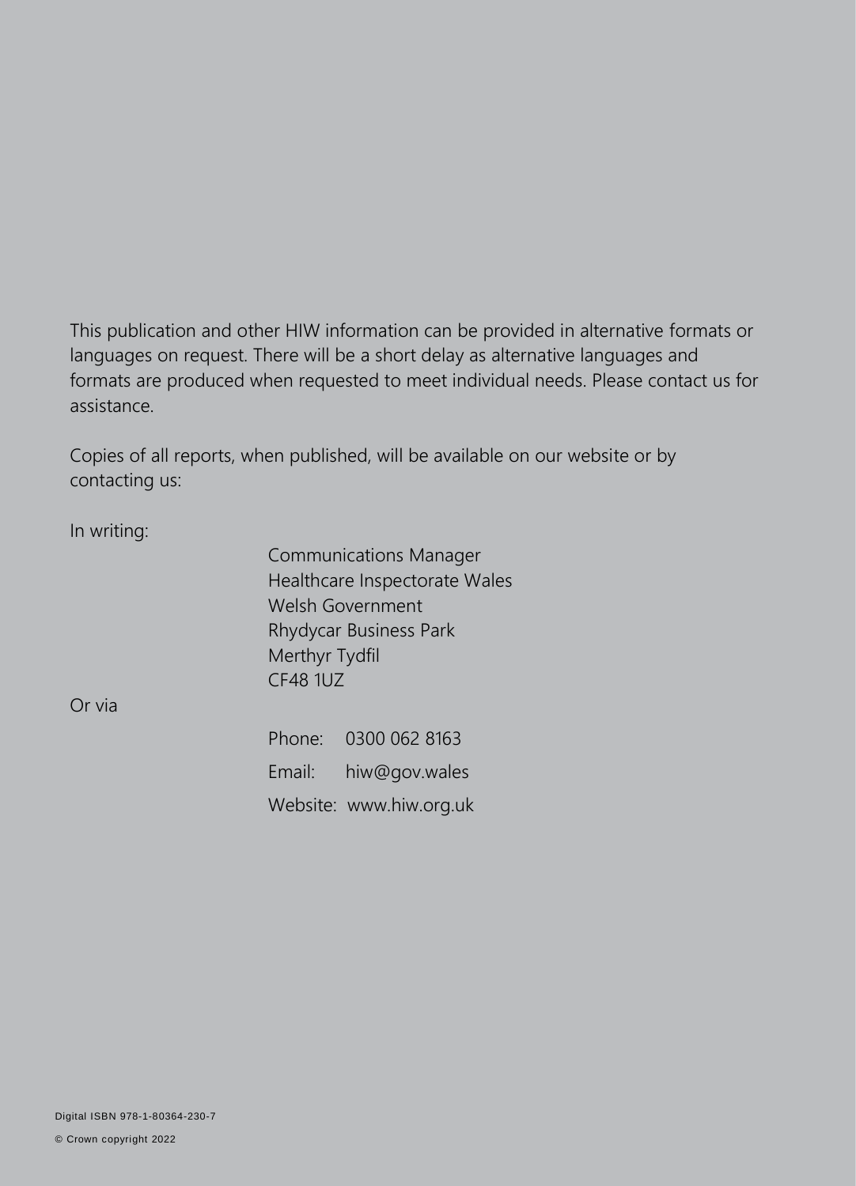This publication and other HIW information can be provided in alternative formats or languages on request. There will be a short delay as alternative languages and formats are produced when requested to meet individual needs. Please contact us for assistance.

Copies of all reports, when published, will be available on our website or by contacting us:

In writing:

Communications Manager
Healthcare Inspectorate Wales
Welsh Government
Rhydycar Business Park
Merthyr Tydfil
CF48 1UZ

Or via

Phone: 0300 062 8163

Email: hiw@gov.wales

Website: www.hiw.org.uk

Digital ISBN 978-1-80364-230-7

© Crown copyright 2022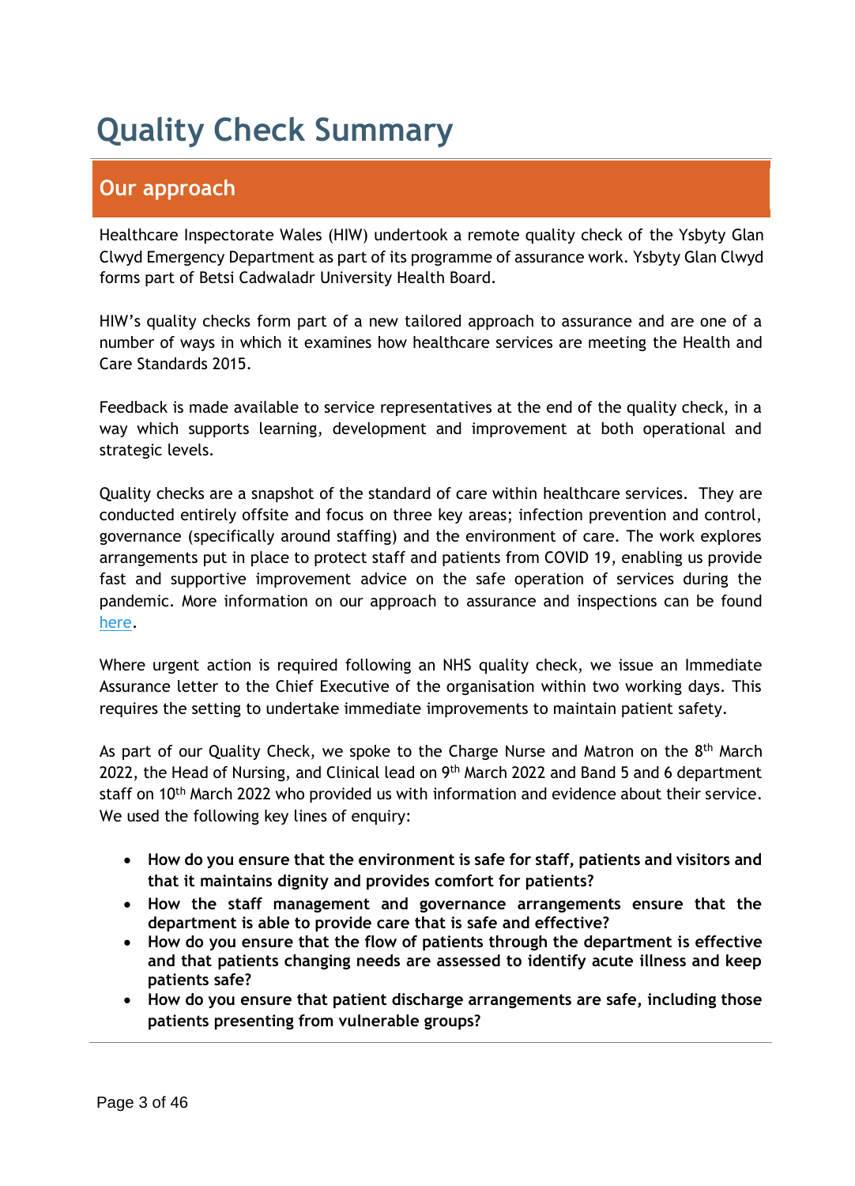# Quality Check Summary

## Our approach

Healthcare Inspectorate Wales (HIW) undertook a remote quality check of the Ysbyty Glan Clwyd Emergency Department as part of its programme of assurance work. Ysbyty Glan Clwyd forms part of Betsi Cadwaladr University Health Board.

HIW's quality checks form part of a new tailored approach to assurance and are one of a number of ways in which it examines how healthcare services are meeting the Health and Care Standards 2015.

Feedback is made available to service representatives at the end of the quality check, in a way which supports learning, development and improvement at both operational and strategic levels.

Quality checks are a snapshot of the standard of care within healthcare services. They are conducted entirely offsite and focus on three key areas; infection prevention and control, governance (specifically around staffing) and the environment of care. The work explores arrangements put in place to protect staff and patients from COVID 19, enabling us provide fast and supportive improvement advice on the safe operation of services during the pandemic. More information on our approach to assurance and inspections can be found here.

Where urgent action is required following an NHS quality check, we issue an Immediate Assurance letter to the Chief Executive of the organisation within two working days. This requires the setting to undertake immediate improvements to maintain patient safety.

As part of our Quality Check, we spoke to the Charge Nurse and Matron on the 8th March 2022, the Head of Nursing, and Clinical lead on 9th March 2022 and Band 5 and 6 department staff on 10th March 2022 who provided us with information and evidence about their service. We used the following key lines of enquiry:

- **How do you ensure that the environment is safe for staff, patients and visitors and that it maintains dignity and provides comfort for patients?**
- **How the staff management and governance arrangements ensure that the department is able to provide care that is safe and effective?**
- **How do you ensure that the flow of patients through the department is effective and that patients changing needs are assessed to identify acute illness and keep patients safe?**
- **How do you ensure that patient discharge arrangements are safe, including those patients presenting from vulnerable groups?**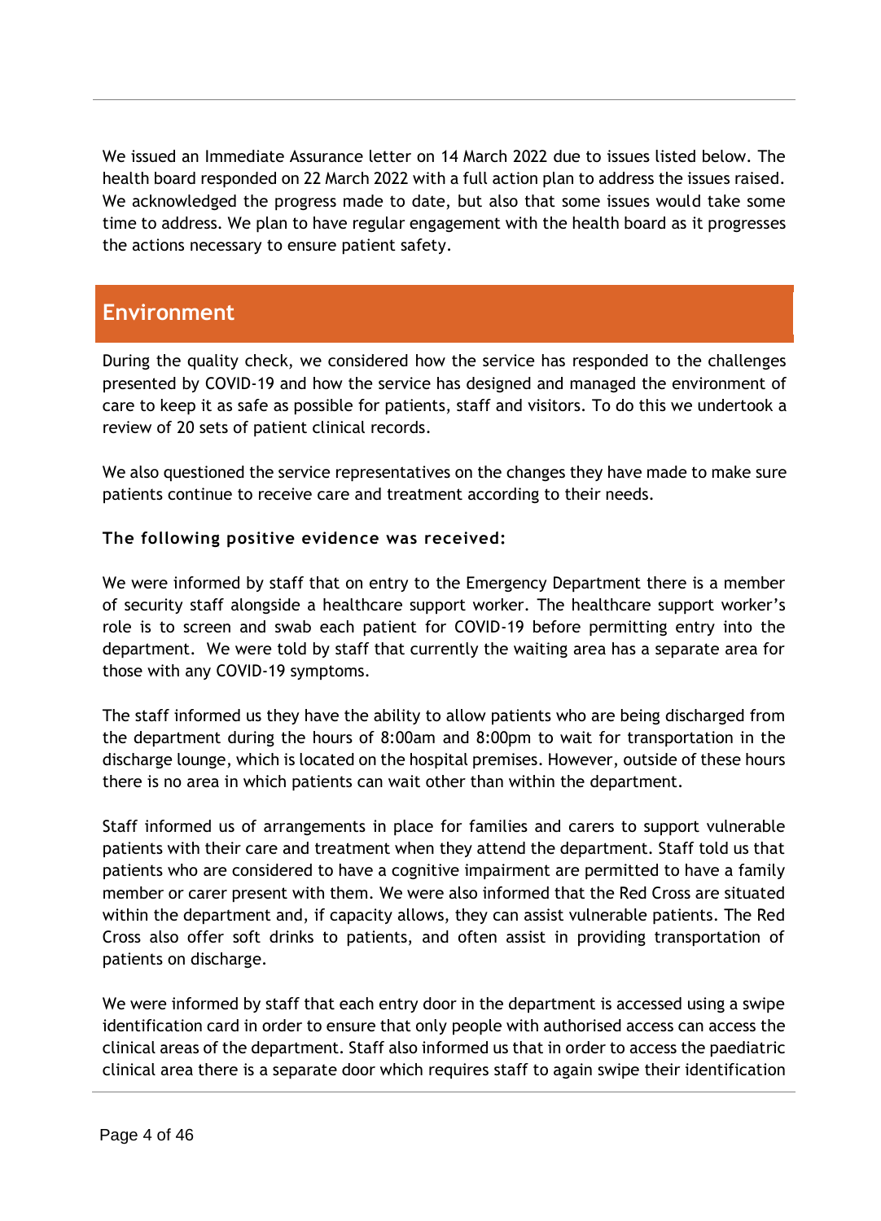We issued an Immediate Assurance letter on 14 March 2022 due to issues listed below. The health board responded on 22 March 2022 with a full action plan to address the issues raised. We acknowledged the progress made to date, but also that some issues would take some time to address. We plan to have regular engagement with the health board as it progresses the actions necessary to ensure patient safety.

## Environment

During the quality check, we considered how the service has responded to the challenges presented by COVID-19 and how the service has designed and managed the environment of care to keep it as safe as possible for patients, staff and visitors. To do this we undertook a review of 20 sets of patient clinical records.

We also questioned the service representatives on the changes they have made to make sure patients continue to receive care and treatment according to their needs.

**The following positive evidence was received:**

We were informed by staff that on entry to the Emergency Department there is a member of security staff alongside a healthcare support worker. The healthcare support worker's role is to screen and swab each patient for COVID-19 before permitting entry into the department. We were told by staff that currently the waiting area has a separate area for those with any COVID-19 symptoms.

The staff informed us they have the ability to allow patients who are being discharged from the department during the hours of 8:00am and 8:00pm to wait for transportation in the discharge lounge, which is located on the hospital premises. However, outside of these hours there is no area in which patients can wait other than within the department.

Staff informed us of arrangements in place for families and carers to support vulnerable patients with their care and treatment when they attend the department. Staff told us that patients who are considered to have a cognitive impairment are permitted to have a family member or carer present with them. We were also informed that the Red Cross are situated within the department and, if capacity allows, they can assist vulnerable patients. The Red Cross also offer soft drinks to patients, and often assist in providing transportation of patients on discharge.

We were informed by staff that each entry door in the department is accessed using a swipe identification card in order to ensure that only people with authorised access can access the clinical areas of the department. Staff also informed us that in order to access the paediatric clinical area there is a separate door which requires staff to again swipe their identification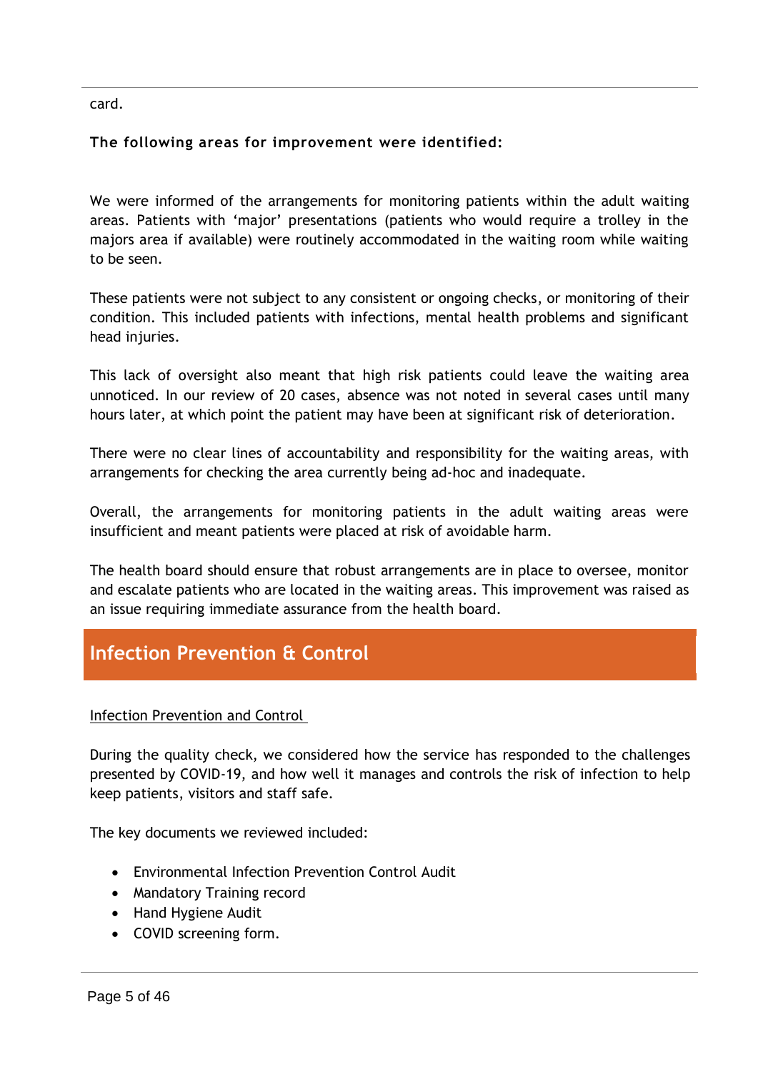card.

**The following areas for improvement were identified:**

We were informed of the arrangements for monitoring patients within the adult waiting areas. Patients with 'major' presentations (patients who would require a trolley in the majors area if available) were routinely accommodated in the waiting room while waiting to be seen.

These patients were not subject to any consistent or ongoing checks, or monitoring of their condition. This included patients with infections, mental health problems and significant head injuries.

This lack of oversight also meant that high risk patients could leave the waiting area unnoticed. In our review of 20 cases, absence was not noted in several cases until many hours later, at which point the patient may have been at significant risk of deterioration.

There were no clear lines of accountability and responsibility for the waiting areas, with arrangements for checking the area currently being ad-hoc and inadequate.

Overall, the arrangements for monitoring patients in the adult waiting areas were insufficient and meant patients were placed at risk of avoidable harm.

The health board should ensure that robust arrangements are in place to oversee, monitor and escalate patients who are located in the waiting areas. This improvement was raised as an issue requiring immediate assurance from the health board.

## Infection Prevention & Control

Infection Prevention and Control

During the quality check, we considered how the service has responded to the challenges presented by COVID-19, and how well it manages and controls the risk of infection to help keep patients, visitors and staff safe.

The key documents we reviewed included:

- Environmental Infection Prevention Control Audit
- Mandatory Training record
- Hand Hygiene Audit
- COVID screening form.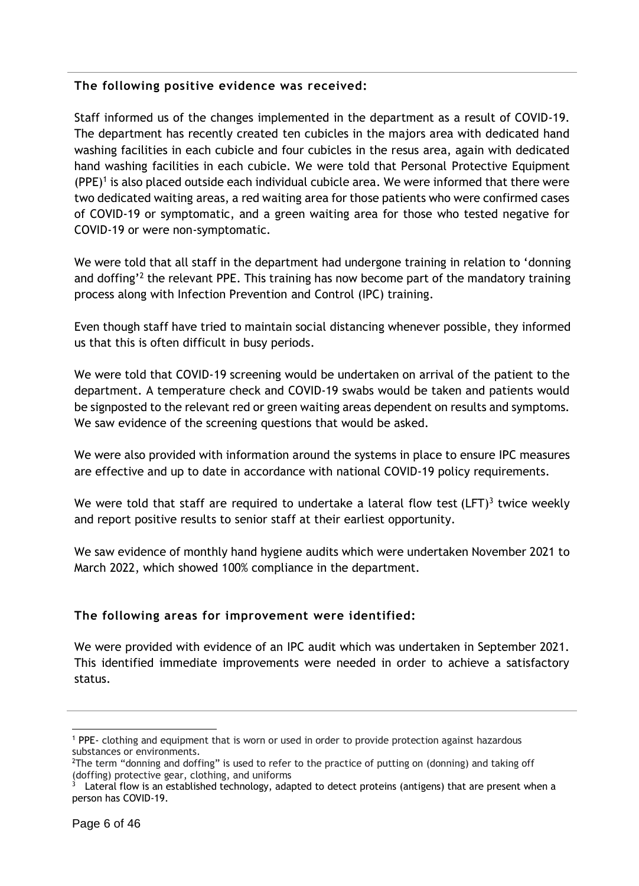**The following positive evidence was received:**

Staff informed us of the changes implemented in the department as a result of COVID-19. The department has recently created ten cubicles in the majors area with dedicated hand washing facilities in each cubicle and four cubicles in the resus area, again with dedicated hand washing facilities in each cubicle. We were told that Personal Protective Equipment (PPE)[1] is also placed outside each individual cubicle area. We were informed that there were two dedicated waiting areas, a red waiting area for those patients who were confirmed cases of COVID-19 or symptomatic, and a green waiting area for those who tested negative for COVID-19 or were non-symptomatic.

We were told that all staff in the department had undergone training in relation to 'donning and doffing'[2] the relevant PPE. This training has now become part of the mandatory training process along with Infection Prevention and Control (IPC) training.

Even though staff have tried to maintain social distancing whenever possible, they informed us that this is often difficult in busy periods.

We were told that COVID-19 screening would be undertaken on arrival of the patient to the department. A temperature check and COVID-19 swabs would be taken and patients would be signposted to the relevant red or green waiting areas dependent on results and symptoms. We saw evidence of the screening questions that would be asked.

We were also provided with information around the systems in place to ensure IPC measures are effective and up to date in accordance with national COVID-19 policy requirements.

We were told that staff are required to undertake a lateral flow test (LFT)[3] twice weekly and report positive results to senior staff at their earliest opportunity.

We saw evidence of monthly hand hygiene audits which were undertaken November 2021 to March 2022, which showed 100% compliance in the department.

**The following areas for improvement were identified:**

We were provided with evidence of an IPC audit which was undertaken in September 2021. This identified immediate improvements were needed in order to achieve a satisfactory status.

---

[1] PPE- clothing and equipment that is worn or used in order to provide protection against hazardous substances or environments.

[2] The term "donning and doffing" is used to refer to the practice of putting on (donning) and taking off (doffing) protective gear, clothing, and uniforms

[3] Lateral flow is an established technology, adapted to detect proteins (antigens) that are present when a person has COVID-19.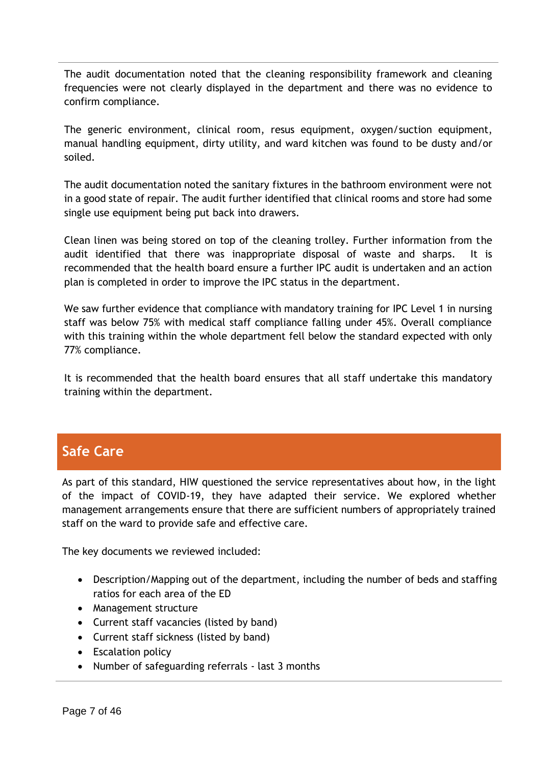The audit documentation noted that the cleaning responsibility framework and cleaning frequencies were not clearly displayed in the department and there was no evidence to confirm compliance.

The generic environment, clinical room, resus equipment, oxygen/suction equipment, manual handling equipment, dirty utility, and ward kitchen was found to be dusty and/or soiled.

The audit documentation noted the sanitary fixtures in the bathroom environment were not in a good state of repair. The audit further identified that clinical rooms and store had some single use equipment being put back into drawers.

Clean linen was being stored on top of the cleaning trolley. Further information from the audit identified that there was inappropriate disposal of waste and sharps. It is recommended that the health board ensure a further IPC audit is undertaken and an action plan is completed in order to improve the IPC status in the department.

We saw further evidence that compliance with mandatory training for IPC Level 1 in nursing staff was below 75% with medical staff compliance falling under 45%. Overall compliance with this training within the whole department fell below the standard expected with only 77% compliance.

It is recommended that the health board ensures that all staff undertake this mandatory training within the department.

## Safe Care

As part of this standard, HIW questioned the service representatives about how, in the light of the impact of COVID-19, they have adapted their service. We explored whether management arrangements ensure that there are sufficient numbers of appropriately trained staff on the ward to provide safe and effective care.

The key documents we reviewed included:

- Description/Mapping out of the department, including the number of beds and staffing ratios for each area of the ED
- Management structure
- Current staff vacancies (listed by band)
- Current staff sickness (listed by band)
- Escalation policy
- Number of safeguarding referrals - last 3 months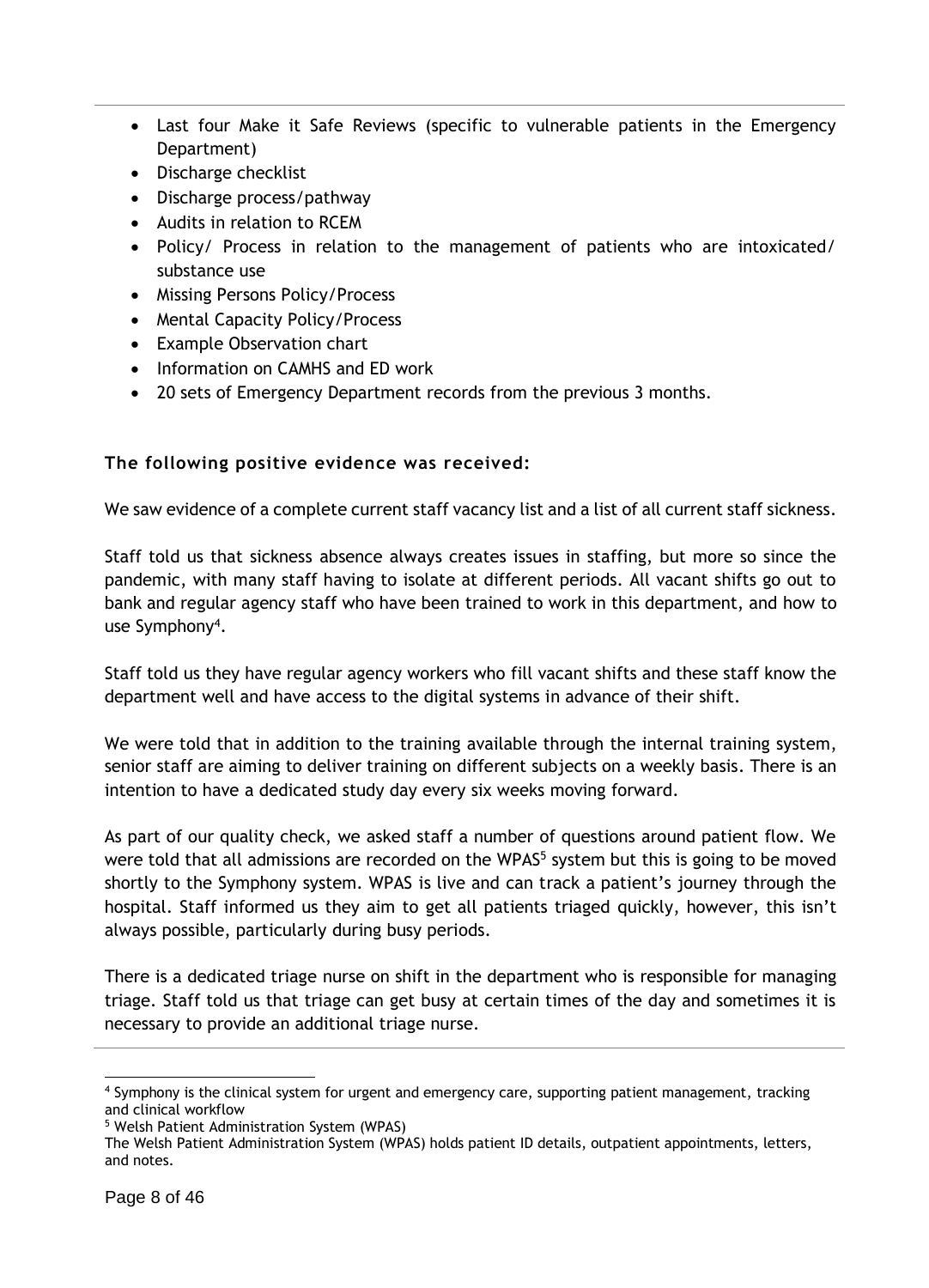- Last four Make it Safe Reviews (specific to vulnerable patients in the Emergency Department)
- Discharge checklist
- Discharge process/pathway
- Audits in relation to RCEM
- Policy/ Process in relation to the management of patients who are intoxicated/ substance use
- Missing Persons Policy/Process
- Mental Capacity Policy/Process
- Example Observation chart
- Information on CAMHS and ED work
- 20 sets of Emergency Department records from the previous 3 months.

### The following positive evidence was received:

We saw evidence of a complete current staff vacancy list and a list of all current staff sickness.

Staff told us that sickness absence always creates issues in staffing, but more so since the pandemic, with many staff having to isolate at different periods. All vacant shifts go out to bank and regular agency staff who have been trained to work in this department, and how to use Symphony[4].

Staff told us they have regular agency workers who fill vacant shifts and these staff know the department well and have access to the digital systems in advance of their shift.

We were told that in addition to the training available through the internal training system, senior staff are aiming to deliver training on different subjects on a weekly basis. There is an intention to have a dedicated study day every six weeks moving forward.

As part of our quality check, we asked staff a number of questions around patient flow. We were told that all admissions are recorded on the WPAS[5] system but this is going to be moved shortly to the Symphony system. WPAS is live and can track a patient's journey through the hospital. Staff informed us they aim to get all patients triaged quickly, however, this isn't always possible, particularly during busy periods.

There is a dedicated triage nurse on shift in the department who is responsible for managing triage. Staff told us that triage can get busy at certain times of the day and sometimes it is necessary to provide an additional triage nurse.

---

[4] Symphony is the clinical system for urgent and emergency care, supporting patient management, tracking and clinical workflow

[5] Welsh Patient Administration System (WPAS)
The Welsh Patient Administration System (WPAS) holds patient ID details, outpatient appointments, letters, and notes.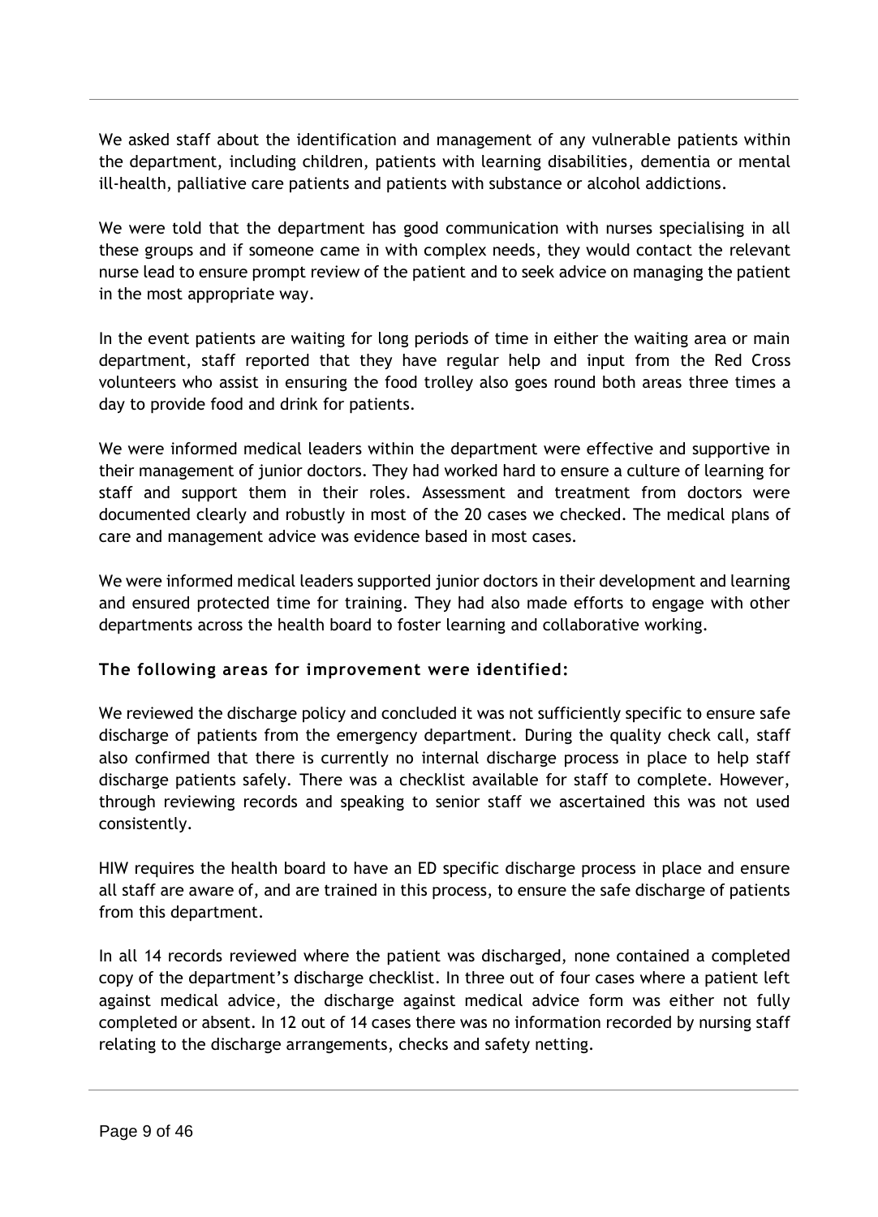We asked staff about the identification and management of any vulnerable patients within the department, including children, patients with learning disabilities, dementia or mental ill-health, palliative care patients and patients with substance or alcohol addictions.

We were told that the department has good communication with nurses specialising in all these groups and if someone came in with complex needs, they would contact the relevant nurse lead to ensure prompt review of the patient and to seek advice on managing the patient in the most appropriate way.

In the event patients are waiting for long periods of time in either the waiting area or main department, staff reported that they have regular help and input from the Red Cross volunteers who assist in ensuring the food trolley also goes round both areas three times a day to provide food and drink for patients.

We were informed medical leaders within the department were effective and supportive in their management of junior doctors. They had worked hard to ensure a culture of learning for staff and support them in their roles. Assessment and treatment from doctors were documented clearly and robustly in most of the 20 cases we checked. The medical plans of care and management advice was evidence based in most cases.

We were informed medical leaders supported junior doctors in their development and learning and ensured protected time for training. They had also made efforts to engage with other departments across the health board to foster learning and collaborative working.

**The following areas for improvement were identified:**

We reviewed the discharge policy and concluded it was not sufficiently specific to ensure safe discharge of patients from the emergency department. During the quality check call, staff also confirmed that there is currently no internal discharge process in place to help staff discharge patients safely. There was a checklist available for staff to complete. However, through reviewing records and speaking to senior staff we ascertained this was not used consistently.

HIW requires the health board to have an ED specific discharge process in place and ensure all staff are aware of, and are trained in this process, to ensure the safe discharge of patients from this department.

In all 14 records reviewed where the patient was discharged, none contained a completed copy of the department's discharge checklist. In three out of four cases where a patient left against medical advice, the discharge against medical advice form was either not fully completed or absent. In 12 out of 14 cases there was no information recorded by nursing staff relating to the discharge arrangements, checks and safety netting.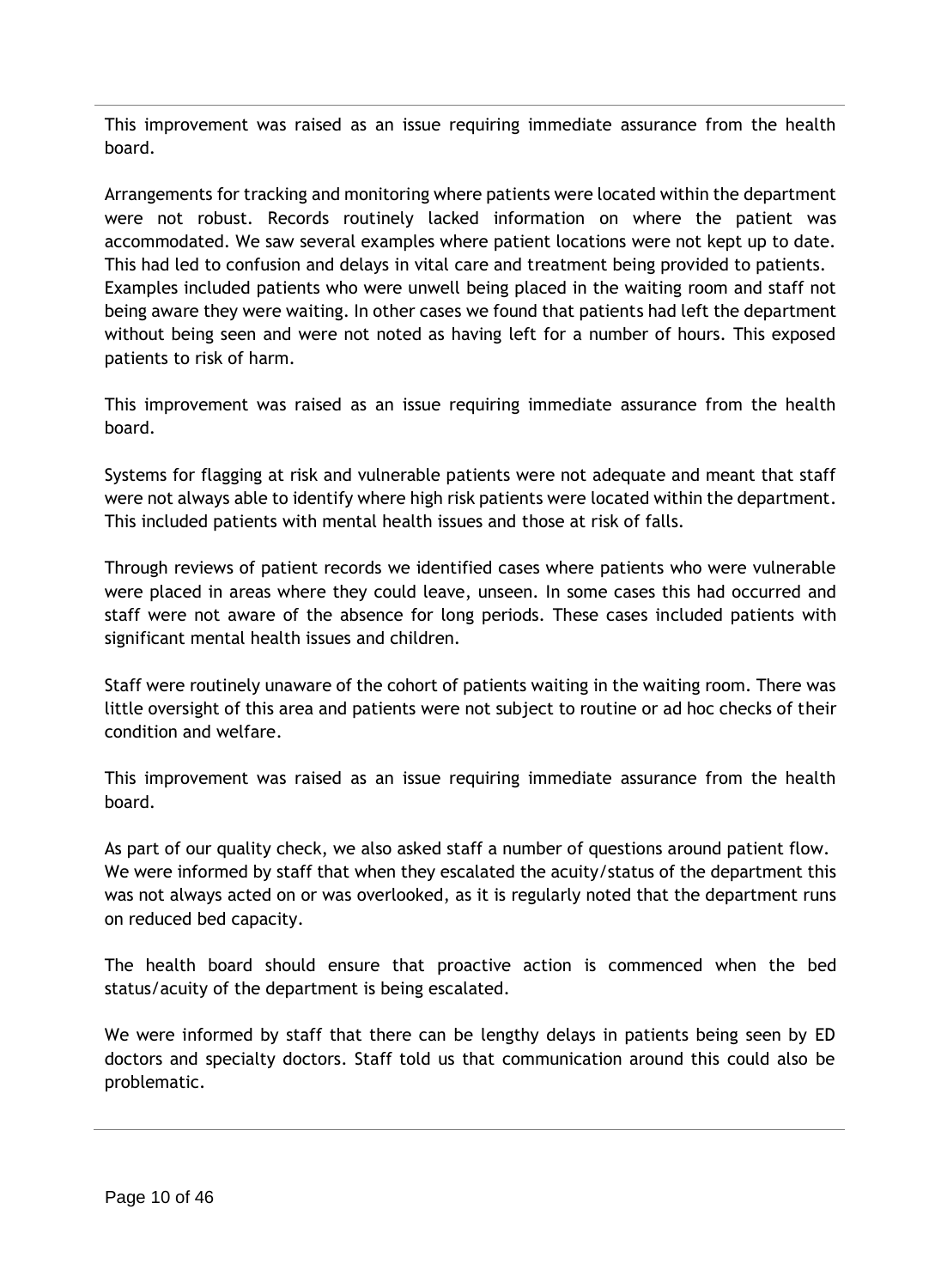This improvement was raised as an issue requiring immediate assurance from the health board.

Arrangements for tracking and monitoring where patients were located within the department were not robust. Records routinely lacked information on where the patient was accommodated. We saw several examples where patient locations were not kept up to date. This had led to confusion and delays in vital care and treatment being provided to patients. Examples included patients who were unwell being placed in the waiting room and staff not being aware they were waiting. In other cases we found that patients had left the department without being seen and were not noted as having left for a number of hours. This exposed patients to risk of harm.

This improvement was raised as an issue requiring immediate assurance from the health board.

Systems for flagging at risk and vulnerable patients were not adequate and meant that staff were not always able to identify where high risk patients were located within the department. This included patients with mental health issues and those at risk of falls.

Through reviews of patient records we identified cases where patients who were vulnerable were placed in areas where they could leave, unseen. In some cases this had occurred and staff were not aware of the absence for long periods. These cases included patients with significant mental health issues and children.

Staff were routinely unaware of the cohort of patients waiting in the waiting room. There was little oversight of this area and patients were not subject to routine or ad hoc checks of their condition and welfare.

This improvement was raised as an issue requiring immediate assurance from the health board.

As part of our quality check, we also asked staff a number of questions around patient flow. We were informed by staff that when they escalated the acuity/status of the department this was not always acted on or was overlooked, as it is regularly noted that the department runs on reduced bed capacity.

The health board should ensure that proactive action is commenced when the bed status/acuity of the department is being escalated.

We were informed by staff that there can be lengthy delays in patients being seen by ED doctors and specialty doctors. Staff told us that communication around this could also be problematic.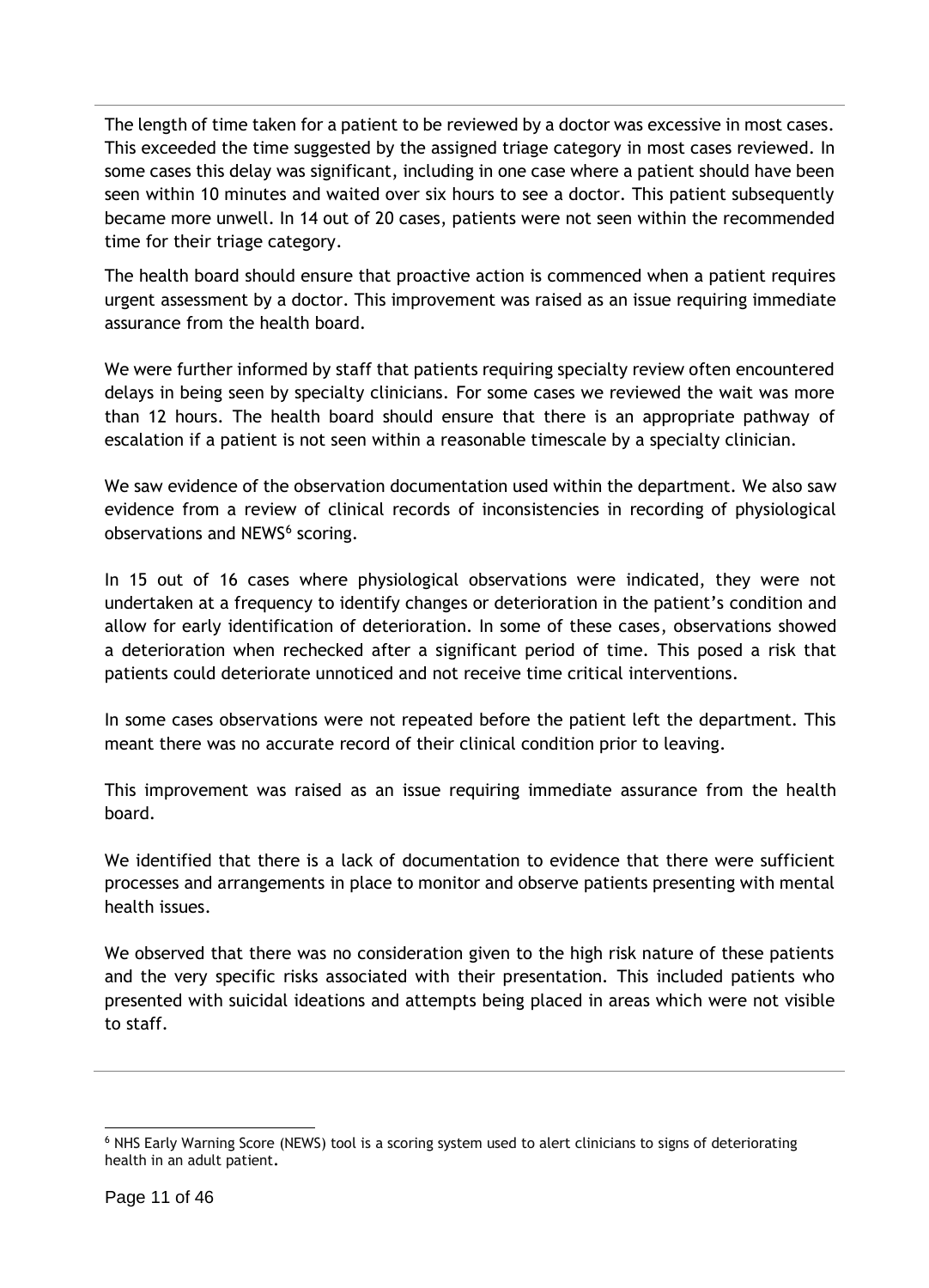The length of time taken for a patient to be reviewed by a doctor was excessive in most cases. This exceeded the time suggested by the assigned triage category in most cases reviewed. In some cases this delay was significant, including in one case where a patient should have been seen within 10 minutes and waited over six hours to see a doctor. This patient subsequently became more unwell. In 14 out of 20 cases, patients were not seen within the recommended time for their triage category.

The health board should ensure that proactive action is commenced when a patient requires urgent assessment by a doctor. This improvement was raised as an issue requiring immediate assurance from the health board.

We were further informed by staff that patients requiring specialty review often encountered delays in being seen by specialty clinicians. For some cases we reviewed the wait was more than 12 hours. The health board should ensure that there is an appropriate pathway of escalation if a patient is not seen within a reasonable timescale by a specialty clinician.

We saw evidence of the observation documentation used within the department. We also saw evidence from a review of clinical records of inconsistencies in recording of physiological observations and NEWS[6] scoring.

In 15 out of 16 cases where physiological observations were indicated, they were not undertaken at a frequency to identify changes or deterioration in the patient's condition and allow for early identification of deterioration. In some of these cases, observations showed a deterioration when rechecked after a significant period of time. This posed a risk that patients could deteriorate unnoticed and not receive time critical interventions.

In some cases observations were not repeated before the patient left the department. This meant there was no accurate record of their clinical condition prior to leaving.

This improvement was raised as an issue requiring immediate assurance from the health board.

We identified that there is a lack of documentation to evidence that there were sufficient processes and arrangements in place to monitor and observe patients presenting with mental health issues.

We observed that there was no consideration given to the high risk nature of these patients and the very specific risks associated with their presentation. This included patients who presented with suicidal ideations and attempts being placed in areas which were not visible to staff.

---

[6] NHS Early Warning Score (NEWS) tool is a scoring system used to alert clinicians to signs of deteriorating health in an adult patient.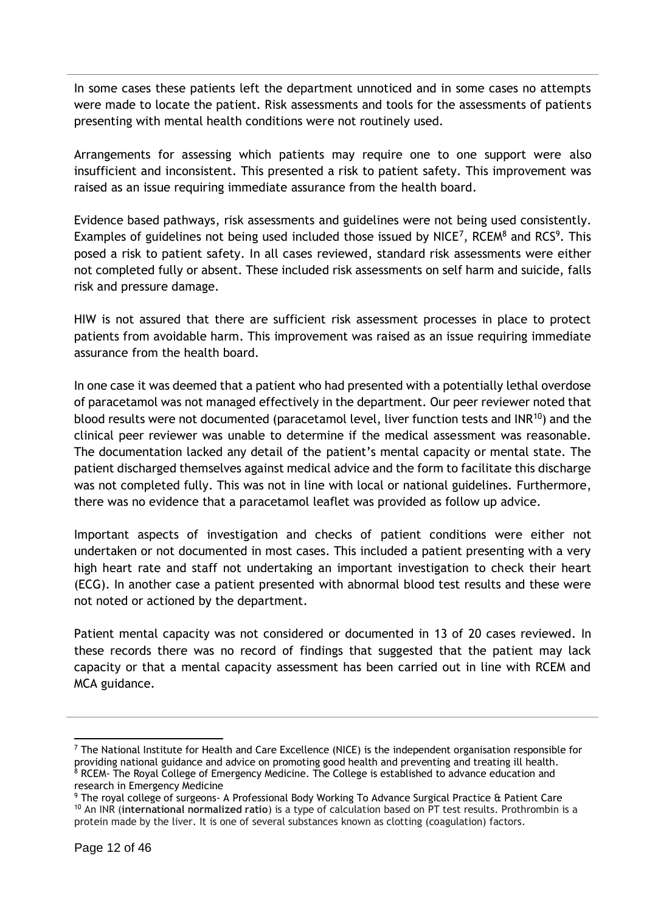In some cases these patients left the department unnoticed and in some cases no attempts were made to locate the patient. Risk assessments and tools for the assessments of patients presenting with mental health conditions were not routinely used.

Arrangements for assessing which patients may require one to one support were also insufficient and inconsistent. This presented a risk to patient safety. This improvement was raised as an issue requiring immediate assurance from the health board.

Evidence based pathways, risk assessments and guidelines were not being used consistently. Examples of guidelines not being used included those issued by NICE[7], RCEM[8] and RCS[9]. This posed a risk to patient safety. In all cases reviewed, standard risk assessments were either not completed fully or absent. These included risk assessments on self harm and suicide, falls risk and pressure damage.

HIW is not assured that there are sufficient risk assessment processes in place to protect patients from avoidable harm. This improvement was raised as an issue requiring immediate assurance from the health board.

In one case it was deemed that a patient who had presented with a potentially lethal overdose of paracetamol was not managed effectively in the department. Our peer reviewer noted that blood results were not documented (paracetamol level, liver function tests and INR[10]) and the clinical peer reviewer was unable to determine if the medical assessment was reasonable. The documentation lacked any detail of the patient's mental capacity or mental state. The patient discharged themselves against medical advice and the form to facilitate this discharge was not completed fully. This was not in line with local or national guidelines. Furthermore, there was no evidence that a paracetamol leaflet was provided as follow up advice.

Important aspects of investigation and checks of patient conditions were either not undertaken or not documented in most cases. This included a patient presenting with a very high heart rate and staff not undertaking an important investigation to check their heart (ECG). In another case a patient presented with abnormal blood test results and these were not noted or actioned by the department.

Patient mental capacity was not considered or documented in 13 of 20 cases reviewed. In these records there was no record of findings that suggested that the patient may lack capacity or that a mental capacity assessment has been carried out in line with RCEM and MCA guidance.

---

[7] The National Institute for Health and Care Excellence (NICE) is the independent organisation responsible for providing national guidance and advice on promoting good health and preventing and treating ill health.

[8] RCEM- The Royal College of Emergency Medicine. The College is established to advance education and research in Emergency Medicine

[9] The royal college of surgeons- A Professional Body Working To Advance Surgical Practice & Patient Care

[10] An INR (**international normalized ratio**) is a type of calculation based on PT test results. Prothrombin is a protein made by the liver. It is one of several substances known as clotting (coagulation) factors.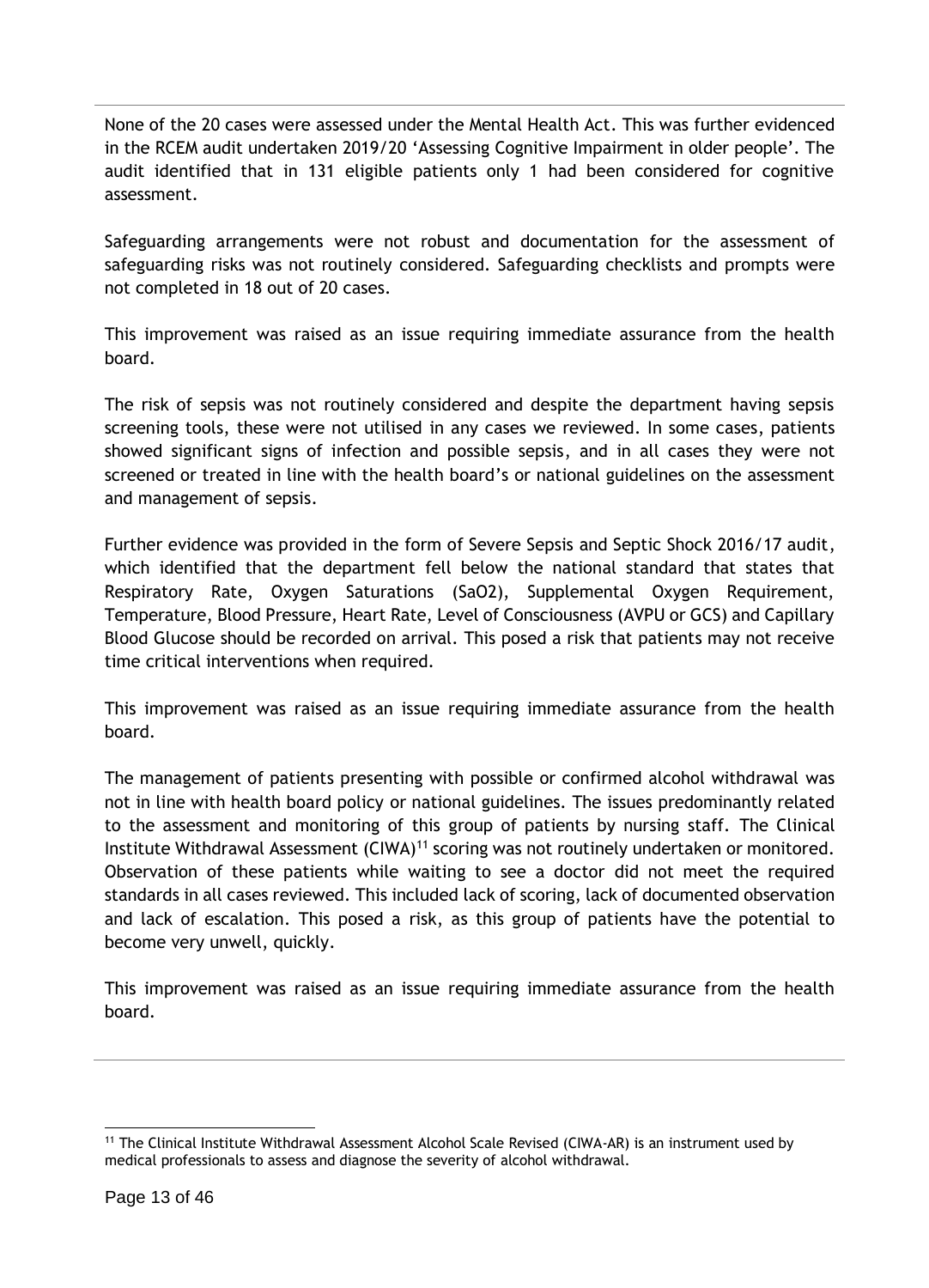None of the 20 cases were assessed under the Mental Health Act. This was further evidenced in the RCEM audit undertaken 2019/20 'Assessing Cognitive Impairment in older people'. The audit identified that in 131 eligible patients only 1 had been considered for cognitive assessment.

Safeguarding arrangements were not robust and documentation for the assessment of safeguarding risks was not routinely considered. Safeguarding checklists and prompts were not completed in 18 out of 20 cases.

This improvement was raised as an issue requiring immediate assurance from the health board.

The risk of sepsis was not routinely considered and despite the department having sepsis screening tools, these were not utilised in any cases we reviewed. In some cases, patients showed significant signs of infection and possible sepsis, and in all cases they were not screened or treated in line with the health board's or national guidelines on the assessment and management of sepsis.

Further evidence was provided in the form of Severe Sepsis and Septic Shock 2016/17 audit, which identified that the department fell below the national standard that states that Respiratory Rate, Oxygen Saturations (SaO2), Supplemental Oxygen Requirement, Temperature, Blood Pressure, Heart Rate, Level of Consciousness (AVPU or GCS) and Capillary Blood Glucose should be recorded on arrival. This posed a risk that patients may not receive time critical interventions when required.

This improvement was raised as an issue requiring immediate assurance from the health board.

The management of patients presenting with possible or confirmed alcohol withdrawal was not in line with health board policy or national guidelines. The issues predominantly related to the assessment and monitoring of this group of patients by nursing staff. The Clinical Institute Withdrawal Assessment (CIWA)[11] scoring was not routinely undertaken or monitored. Observation of these patients while waiting to see a doctor did not meet the required standards in all cases reviewed. This included lack of scoring, lack of documented observation and lack of escalation. This posed a risk, as this group of patients have the potential to become very unwell, quickly.

This improvement was raised as an issue requiring immediate assurance from the health board.

[11] The Clinical Institute Withdrawal Assessment Alcohol Scale Revised (CIWA-AR) is an instrument used by medical professionals to assess and diagnose the severity of alcohol withdrawal.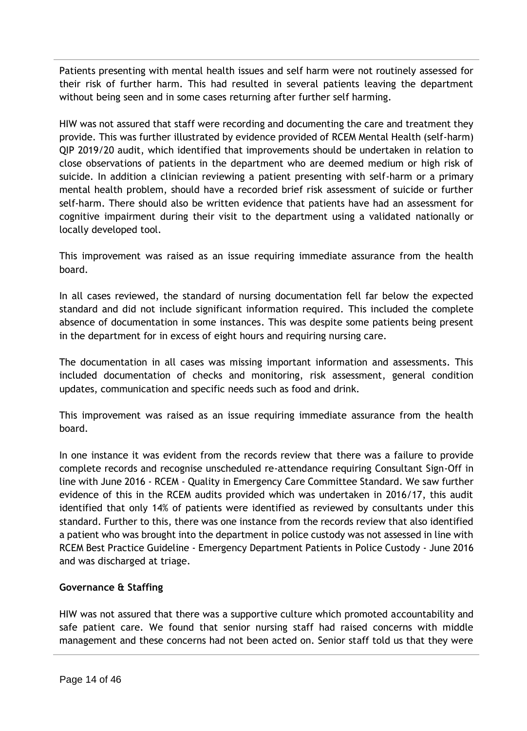Patients presenting with mental health issues and self harm were not routinely assessed for their risk of further harm. This had resulted in several patients leaving the department without being seen and in some cases returning after further self harming.

HIW was not assured that staff were recording and documenting the care and treatment they provide. This was further illustrated by evidence provided of RCEM Mental Health (self-harm) QIP 2019/20 audit, which identified that improvements should be undertaken in relation to close observations of patients in the department who are deemed medium or high risk of suicide. In addition a clinician reviewing a patient presenting with self-harm or a primary mental health problem, should have a recorded brief risk assessment of suicide or further self-harm. There should also be written evidence that patients have had an assessment for cognitive impairment during their visit to the department using a validated nationally or locally developed tool.

This improvement was raised as an issue requiring immediate assurance from the health board.

In all cases reviewed, the standard of nursing documentation fell far below the expected standard and did not include significant information required. This included the complete absence of documentation in some instances. This was despite some patients being present in the department for in excess of eight hours and requiring nursing care.

The documentation in all cases was missing important information and assessments. This included documentation of checks and monitoring, risk assessment, general condition updates, communication and specific needs such as food and drink.

This improvement was raised as an issue requiring immediate assurance from the health board.

In one instance it was evident from the records review that there was a failure to provide complete records and recognise unscheduled re-attendance requiring Consultant Sign-Off in line with June 2016 - RCEM - Quality in Emergency Care Committee Standard. We saw further evidence of this in the RCEM audits provided which was undertaken in 2016/17, this audit identified that only 14% of patients were identified as reviewed by consultants under this standard. Further to this, there was one instance from the records review that also identified a patient who was brought into the department in police custody was not assessed in line with RCEM Best Practice Guideline - Emergency Department Patients in Police Custody - June 2016 and was discharged at triage.

**Governance & Staffing**

HIW was not assured that there was a supportive culture which promoted accountability and safe patient care. We found that senior nursing staff had raised concerns with middle management and these concerns had not been acted on. Senior staff told us that they were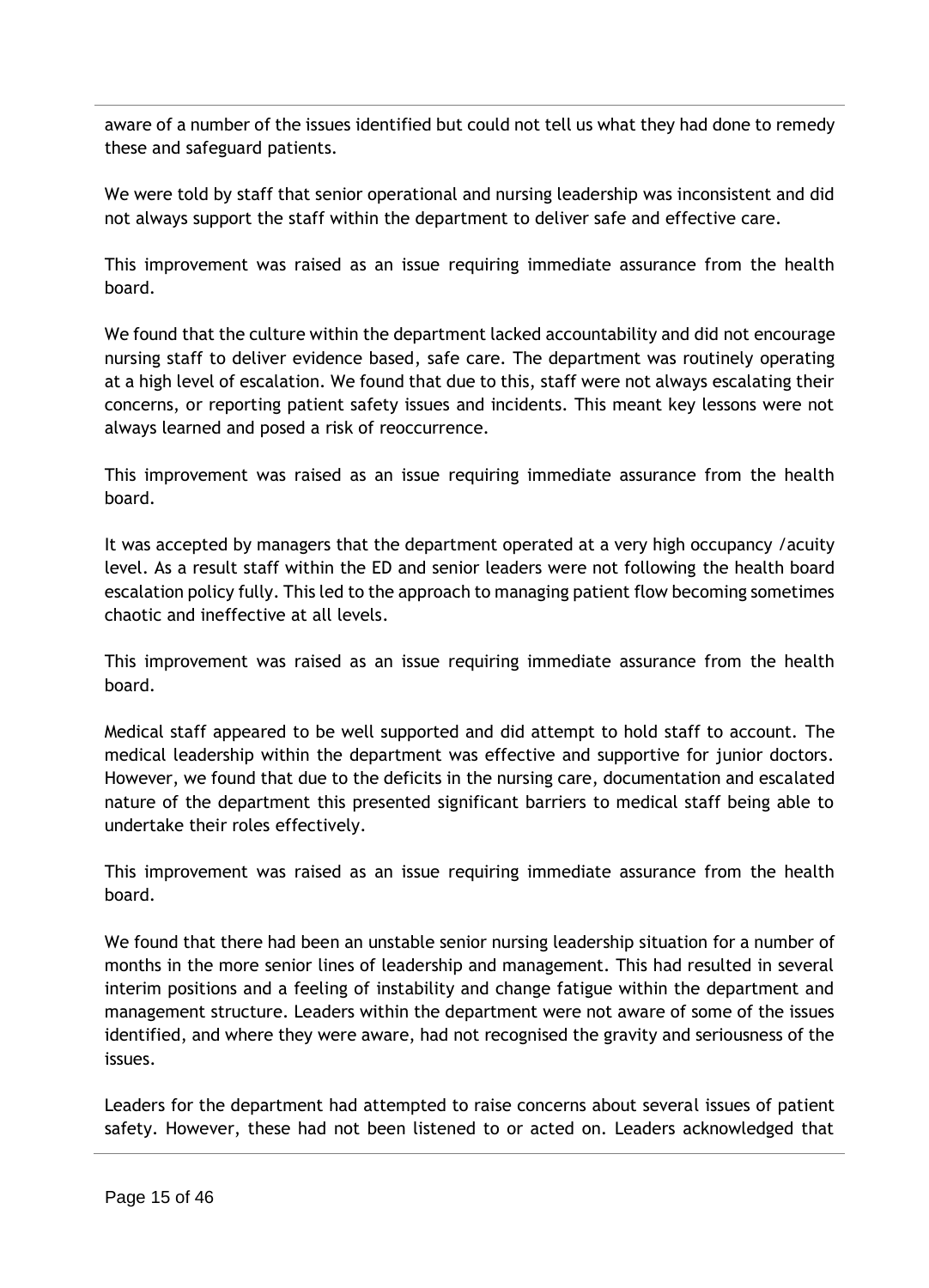aware of a number of the issues identified but could not tell us what they had done to remedy these and safeguard patients.

We were told by staff that senior operational and nursing leadership was inconsistent and did not always support the staff within the department to deliver safe and effective care.

This improvement was raised as an issue requiring immediate assurance from the health board.

We found that the culture within the department lacked accountability and did not encourage nursing staff to deliver evidence based, safe care. The department was routinely operating at a high level of escalation. We found that due to this, staff were not always escalating their concerns, or reporting patient safety issues and incidents. This meant key lessons were not always learned and posed a risk of reoccurrence.

This improvement was raised as an issue requiring immediate assurance from the health board.

It was accepted by managers that the department operated at a very high occupancy /acuity level. As a result staff within the ED and senior leaders were not following the health board escalation policy fully. This led to the approach to managing patient flow becoming sometimes chaotic and ineffective at all levels.

This improvement was raised as an issue requiring immediate assurance from the health board.

Medical staff appeared to be well supported and did attempt to hold staff to account. The medical leadership within the department was effective and supportive for junior doctors. However, we found that due to the deficits in the nursing care, documentation and escalated nature of the department this presented significant barriers to medical staff being able to undertake their roles effectively.

This improvement was raised as an issue requiring immediate assurance from the health board.

We found that there had been an unstable senior nursing leadership situation for a number of months in the more senior lines of leadership and management. This had resulted in several interim positions and a feeling of instability and change fatigue within the department and management structure. Leaders within the department were not aware of some of the issues identified, and where they were aware, had not recognised the gravity and seriousness of the issues.

Leaders for the department had attempted to raise concerns about several issues of patient safety. However, these had not been listened to or acted on. Leaders acknowledged that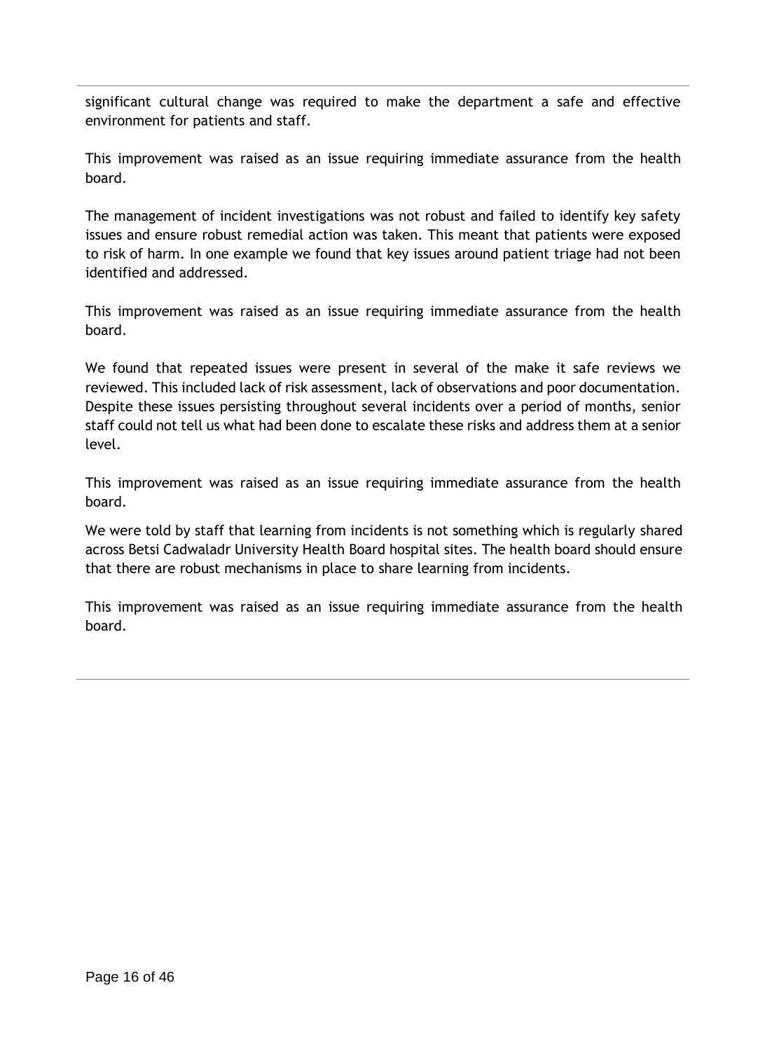significant cultural change was required to make the department a safe and effective environment for patients and staff.

This improvement was raised as an issue requiring immediate assurance from the health board.

The management of incident investigations was not robust and failed to identify key safety issues and ensure robust remedial action was taken. This meant that patients were exposed to risk of harm. In one example we found that key issues around patient triage had not been identified and addressed.

This improvement was raised as an issue requiring immediate assurance from the health board.

We found that repeated issues were present in several of the make it safe reviews we reviewed. This included lack of risk assessment, lack of observations and poor documentation. Despite these issues persisting throughout several incidents over a period of months, senior staff could not tell us what had been done to escalate these risks and address them at a senior level.

This improvement was raised as an issue requiring immediate assurance from the health board.

We were told by staff that learning from incidents is not something which is regularly shared across Betsi Cadwaladr University Health Board hospital sites. The health board should ensure that there are robust mechanisms in place to share learning from incidents.

This improvement was raised as an issue requiring immediate assurance from the health board.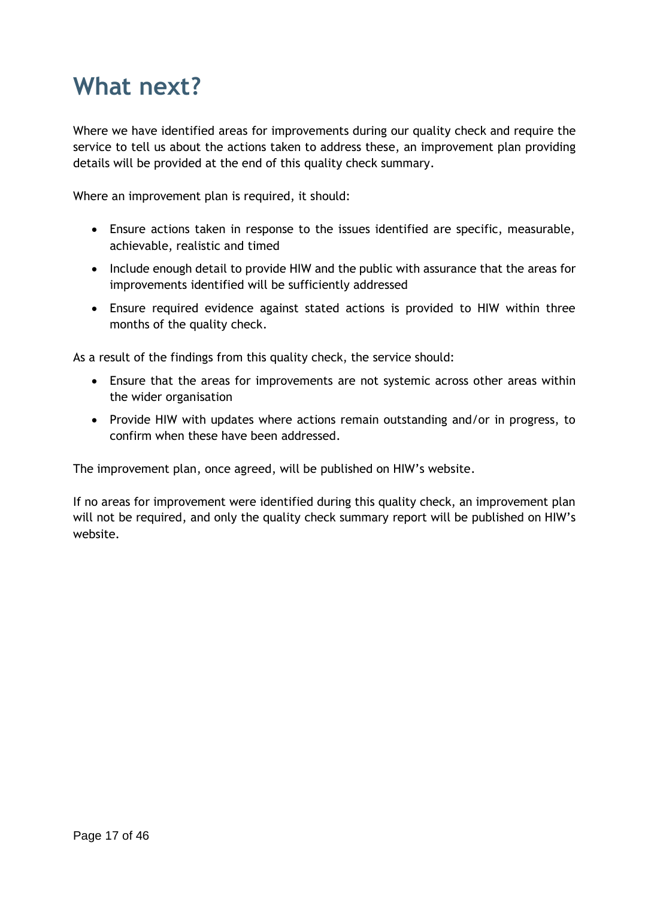# What next?

Where we have identified areas for improvements during our quality check and require the service to tell us about the actions taken to address these, an improvement plan providing details will be provided at the end of this quality check summary.

Where an improvement plan is required, it should:

- Ensure actions taken in response to the issues identified are specific, measurable, achievable, realistic and timed
- Include enough detail to provide HIW and the public with assurance that the areas for improvements identified will be sufficiently addressed
- Ensure required evidence against stated actions is provided to HIW within three months of the quality check.

As a result of the findings from this quality check, the service should:

- Ensure that the areas for improvements are not systemic across other areas within the wider organisation
- Provide HIW with updates where actions remain outstanding and/or in progress, to confirm when these have been addressed.

The improvement plan, once agreed, will be published on HIW's website.

If no areas for improvement were identified during this quality check, an improvement plan will not be required, and only the quality check summary report will be published on HIW's website.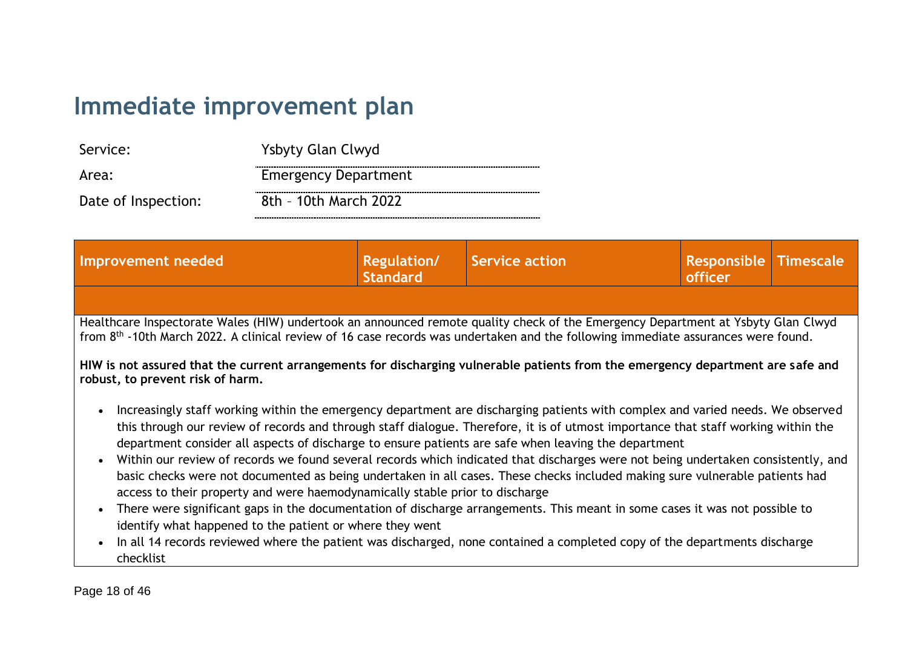# Immediate improvement plan

Service: Ysbyty Glan Clwyd

Area: Emergency Department

Date of Inspection: 8th – 10th March 2022

| Improvement needed | Regulation/ Standard | Service action | Responsible officer | Timescale |
|---|---|---|---|---|
| | | | | |

Healthcare Inspectorate Wales (HIW) undertook an announced remote quality check of the Emergency Department at Ysbyty Glan Clwyd from 8th -10th March 2022. A clinical review of 16 case records was undertaken and the following immediate assurances were found.

**HIW is not assured that the current arrangements for discharging vulnerable patients from the emergency department are safe and robust, to prevent risk of harm.**

- Increasingly staff working within the emergency department are discharging patients with complex and varied needs. We observed this through our review of records and through staff dialogue. Therefore, it is of utmost importance that staff working within the department consider all aspects of discharge to ensure patients are safe when leaving the department
- Within our review of records we found several records which indicated that discharges were not being undertaken consistently, and basic checks were not documented as being undertaken in all cases. These checks included making sure vulnerable patients had access to their property and were haemodynamically stable prior to discharge
- There were significant gaps in the documentation of discharge arrangements. This meant in some cases it was not possible to identify what happened to the patient or where they went
- In all 14 records reviewed where the patient was discharged, none contained a completed copy of the departments discharge checklist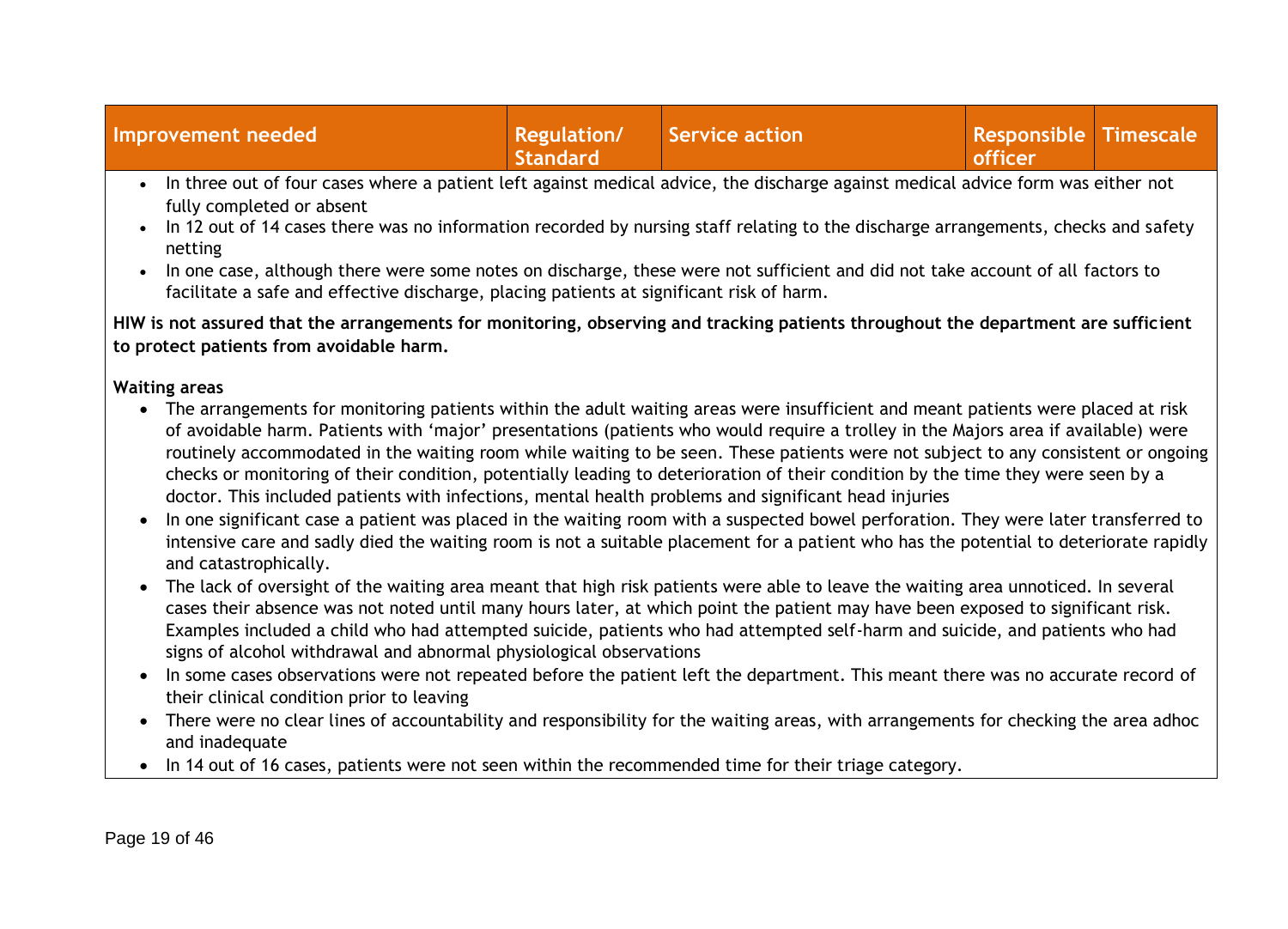| Improvement needed | Regulation/ Standard | Service action | Responsible officer | Timescale |
| --- | --- | --- | --- | --- |

- In three out of four cases where a patient left against medical advice, the discharge against medical advice form was either not fully completed or absent
- In 12 out of 14 cases there was no information recorded by nursing staff relating to the discharge arrangements, checks and safety netting
- In one case, although there were some notes on discharge, these were not sufficient and did not take account of all factors to facilitate a safe and effective discharge, placing patients at significant risk of harm.

**HIW is not assured that the arrangements for monitoring, observing and tracking patients throughout the department are sufficient to protect patients from avoidable harm.**

**Waiting areas**

- The arrangements for monitoring patients within the adult waiting areas were insufficient and meant patients were placed at risk of avoidable harm. Patients with 'major' presentations (patients who would require a trolley in the Majors area if available) were routinely accommodated in the waiting room while waiting to be seen. These patients were not subject to any consistent or ongoing checks or monitoring of their condition, potentially leading to deterioration of their condition by the time they were seen by a doctor. This included patients with infections, mental health problems and significant head injuries
- In one significant case a patient was placed in the waiting room with a suspected bowel perforation. They were later transferred to intensive care and sadly died the waiting room is not a suitable placement for a patient who has the potential to deteriorate rapidly and catastrophically.
- The lack of oversight of the waiting area meant that high risk patients were able to leave the waiting area unnoticed. In several cases their absence was not noted until many hours later, at which point the patient may have been exposed to significant risk. Examples included a child who had attempted suicide, patients who had attempted self-harm and suicide, and patients who had signs of alcohol withdrawal and abnormal physiological observations
- In some cases observations were not repeated before the patient left the department. This meant there was no accurate record of their clinical condition prior to leaving
- There were no clear lines of accountability and responsibility for the waiting areas, with arrangements for checking the area adhoc and inadequate
- In 14 out of 16 cases, patients were not seen within the recommended time for their triage category.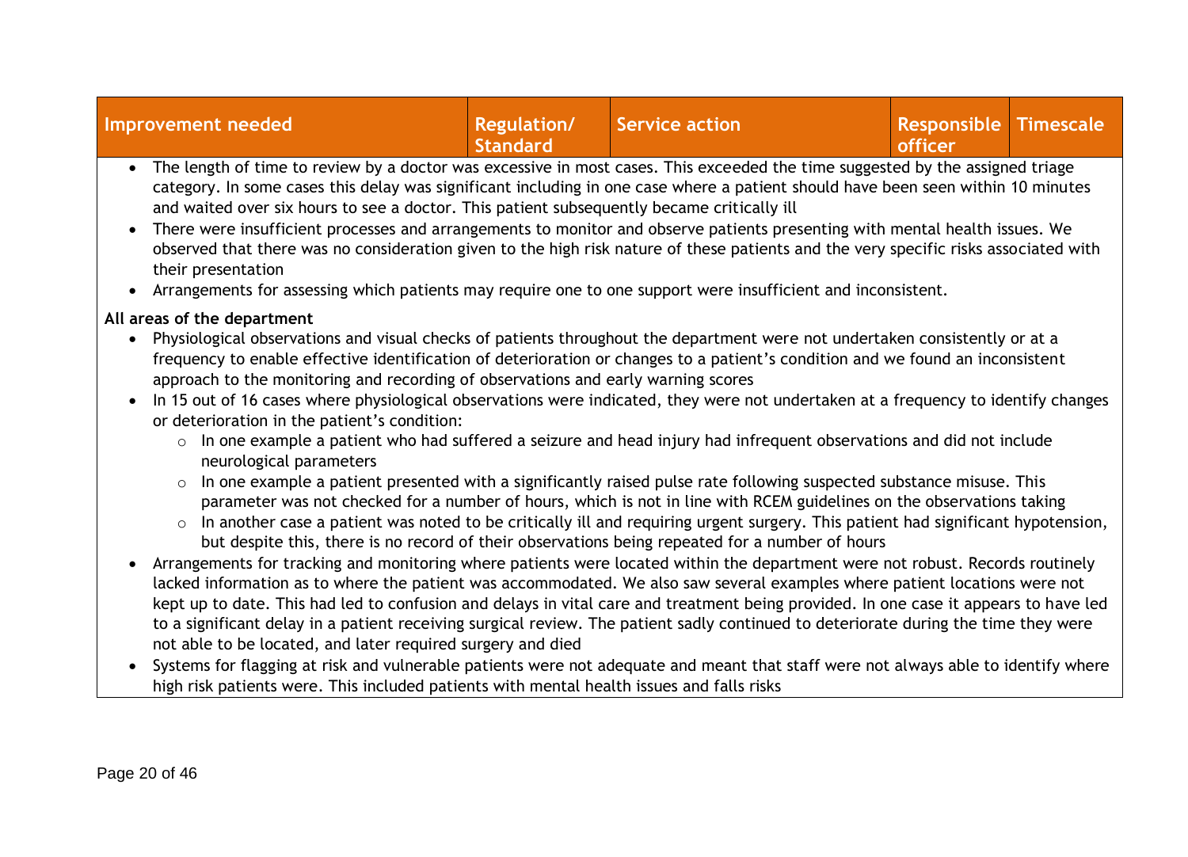| Improvement needed | Regulation/ Standard | Service action | Responsible officer | Timescale |
| --- | --- | --- | --- | --- |

- The length of time to review by a doctor was excessive in most cases. This exceeded the time suggested by the assigned triage category. In some cases this delay was significant including in one case where a patient should have been seen within 10 minutes and waited over six hours to see a doctor. This patient subsequently became critically ill
- There were insufficient processes and arrangements to monitor and observe patients presenting with mental health issues. We observed that there was no consideration given to the high risk nature of these patients and the very specific risks associated with their presentation
- Arrangements for assessing which patients may require one to one support were insufficient and inconsistent.

**All areas of the department**

- Physiological observations and visual checks of patients throughout the department were not undertaken consistently or at a frequency to enable effective identification of deterioration or changes to a patient's condition and we found an inconsistent approach to the monitoring and recording of observations and early warning scores
- In 15 out of 16 cases where physiological observations were indicated, they were not undertaken at a frequency to identify changes or deterioration in the patient's condition:
    - In one example a patient who had suffered a seizure and head injury had infrequent observations and did not include neurological parameters
    - In one example a patient presented with a significantly raised pulse rate following suspected substance misuse. This parameter was not checked for a number of hours, which is not in line with RCEM guidelines on the observations taking
    - In another case a patient was noted to be critically ill and requiring urgent surgery. This patient had significant hypotension, but despite this, there is no record of their observations being repeated for a number of hours
- Arrangements for tracking and monitoring where patients were located within the department were not robust. Records routinely lacked information as to where the patient was accommodated. We also saw several examples where patient locations were not kept up to date. This had led to confusion and delays in vital care and treatment being provided. In one case it appears to have led to a significant delay in a patient receiving surgical review. The patient sadly continued to deteriorate during the time they were not able to be located, and later required surgery and died
- Systems for flagging at risk and vulnerable patients were not adequate and meant that staff were not always able to identify where high risk patients were. This included patients with mental health issues and falls risks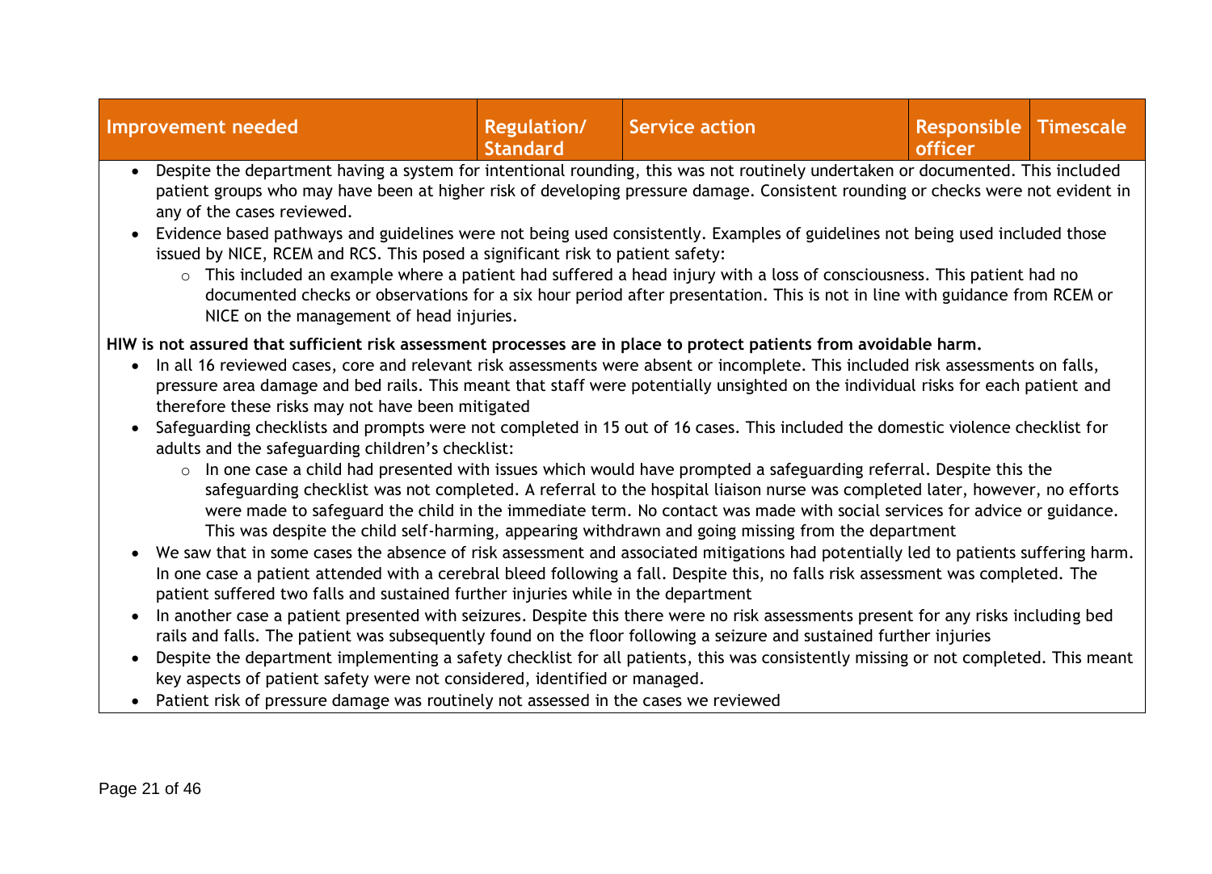| Improvement needed | Regulation/ Standard | Service action | Responsible officer | Timescale |
| --- | --- | --- | --- | --- |

- Despite the department having a system for intentional rounding, this was not routinely undertaken or documented. This included patient groups who may have been at higher risk of developing pressure damage. Consistent rounding or checks were not evident in any of the cases reviewed.
- Evidence based pathways and guidelines were not being used consistently. Examples of guidelines not being used included those issued by NICE, RCEM and RCS. This posed a significant risk to patient safety:
  - This included an example where a patient had suffered a head injury with a loss of consciousness. This patient had no documented checks or observations for a six hour period after presentation. This is not in line with guidance from RCEM or NICE on the management of head injuries.

**HIW is not assured that sufficient risk assessment processes are in place to protect patients from avoidable harm.**

- In all 16 reviewed cases, core and relevant risk assessments were absent or incomplete. This included risk assessments on falls, pressure area damage and bed rails. This meant that staff were potentially unsighted on the individual risks for each patient and therefore these risks may not have been mitigated
- Safeguarding checklists and prompts were not completed in 15 out of 16 cases. This included the domestic violence checklist for adults and the safeguarding children's checklist:
  - In one case a child had presented with issues which would have prompted a safeguarding referral. Despite this the safeguarding checklist was not completed. A referral to the hospital liaison nurse was completed later, however, no efforts were made to safeguard the child in the immediate term. No contact was made with social services for advice or guidance. This was despite the child self-harming, appearing withdrawn and going missing from the department
- We saw that in some cases the absence of risk assessment and associated mitigations had potentially led to patients suffering harm. In one case a patient attended with a cerebral bleed following a fall. Despite this, no falls risk assessment was completed. The patient suffered two falls and sustained further injuries while in the department
- In another case a patient presented with seizures. Despite this there were no risk assessments present for any risks including bed rails and falls. The patient was subsequently found on the floor following a seizure and sustained further injuries
- Despite the department implementing a safety checklist for all patients, this was consistently missing or not completed. This meant key aspects of patient safety were not considered, identified or managed.
- Patient risk of pressure damage was routinely not assessed in the cases we reviewed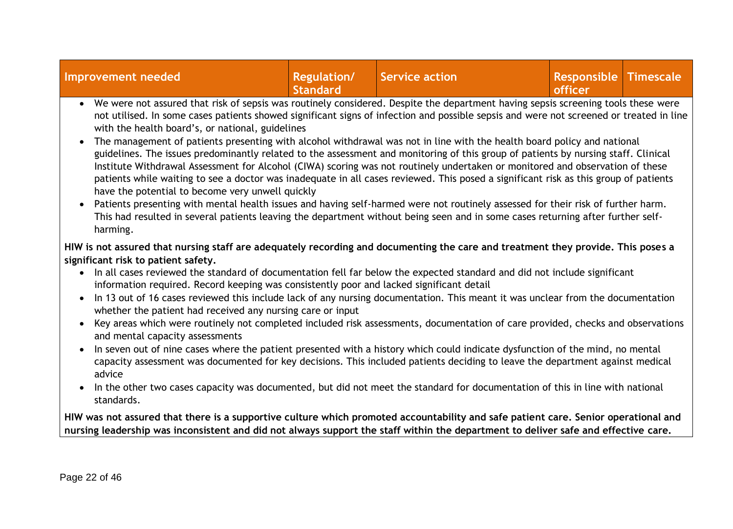| Improvement needed | Regulation/ Standard | Service action | Responsible officer | Timescale |
|---|---|---|---|---|

- We were not assured that risk of sepsis was routinely considered. Despite the department having sepsis screening tools these were not utilised. In some cases patients showed significant signs of infection and possible sepsis and were not screened or treated in line with the health board's, or national, guidelines
- The management of patients presenting with alcohol withdrawal was not in line with the health board policy and national guidelines. The issues predominantly related to the assessment and monitoring of this group of patients by nursing staff. Clinical Institute Withdrawal Assessment for Alcohol (CIWA) scoring was not routinely undertaken or monitored and observation of these patients while waiting to see a doctor was inadequate in all cases reviewed. This posed a significant risk as this group of patients have the potential to become very unwell quickly
- Patients presenting with mental health issues and having self-harmed were not routinely assessed for their risk of further harm. This had resulted in several patients leaving the department without being seen and in some cases returning after further self-harming.

**HIW is not assured that nursing staff are adequately recording and documenting the care and treatment they provide. This poses a significant risk to patient safety.**

- In all cases reviewed the standard of documentation fell far below the expected standard and did not include significant information required. Record keeping was consistently poor and lacked significant detail
- In 13 out of 16 cases reviewed this include lack of any nursing documentation. This meant it was unclear from the documentation whether the patient had received any nursing care or input
- Key areas which were routinely not completed included risk assessments, documentation of care provided, checks and observations and mental capacity assessments
- In seven out of nine cases where the patient presented with a history which could indicate dysfunction of the mind, no mental capacity assessment was documented for key decisions. This included patients deciding to leave the department against medical advice
- In the other two cases capacity was documented, but did not meet the standard for documentation of this in line with national standards.

**HIW was not assured that there is a supportive culture which promoted accountability and safe patient care. Senior operational and nursing leadership was inconsistent and did not always support the staff within the department to deliver safe and effective care.**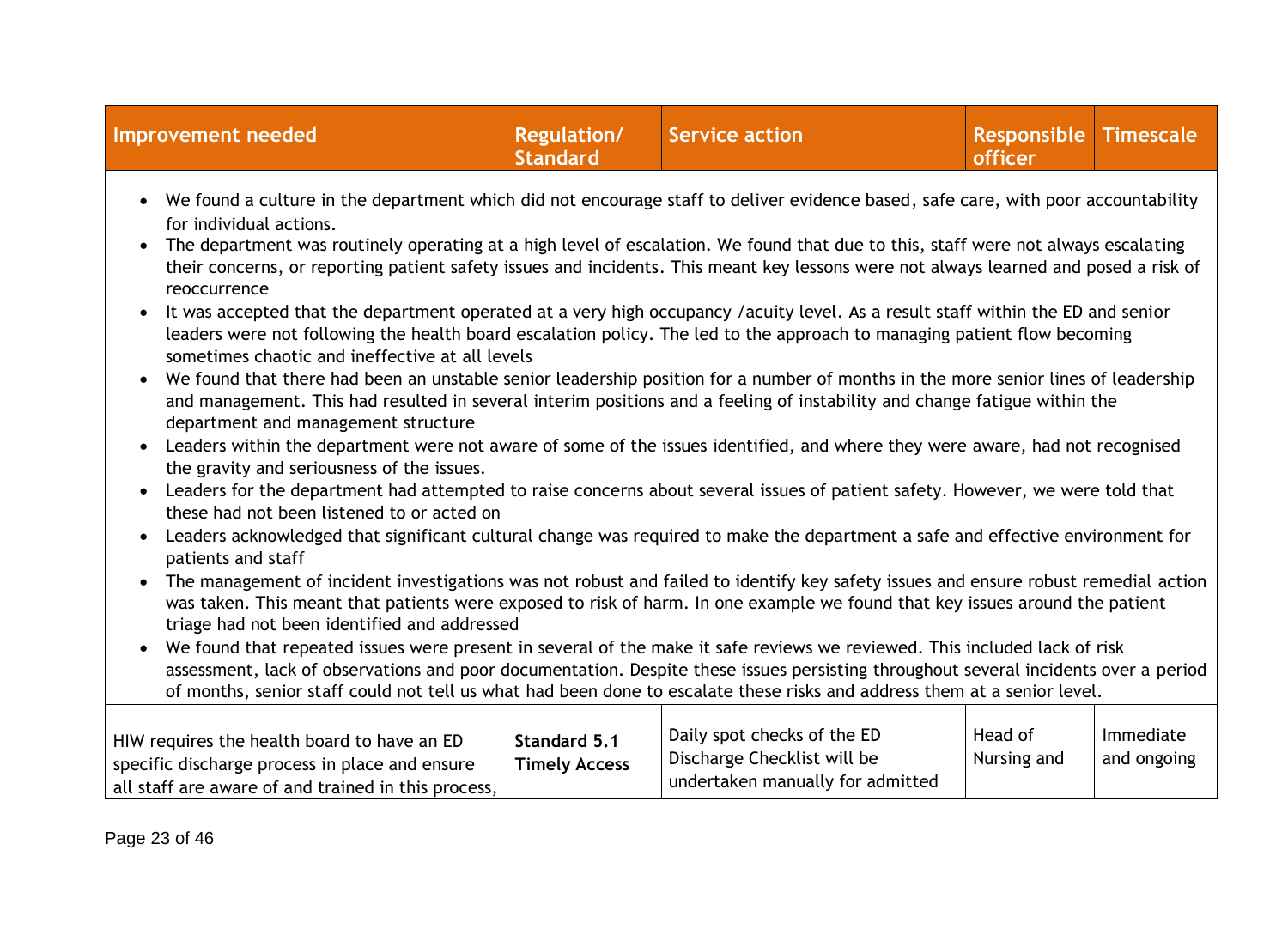| Improvement needed | Regulation/ Standard | Service action | Responsible officer | Timescale |
|---|---|---|---|---|
| • We found a culture in the department which did not encourage staff to deliver evidence based, safe care, with poor accountability for individual actions.<br>• The department was routinely operating at a high level of escalation. We found that due to this, staff were not always escalating their concerns, or reporting patient safety issues and incidents. This meant key lessons were not always learned and posed a risk of reoccurrence<br>• It was accepted that the department operated at a very high occupancy /acuity level. As a result staff within the ED and senior leaders were not following the health board escalation policy. The led to the approach to managing patient flow becoming sometimes chaotic and ineffective at all levels<br>• We found that there had been an unstable senior leadership position for a number of months in the more senior lines of leadership and management. This had resulted in several interim positions and a feeling of instability and change fatigue within the department and management structure<br>• Leaders within the department were not aware of some of the issues identified, and where they were aware, had not recognised the gravity and seriousness of the issues.<br>• Leaders for the department had attempted to raise concerns about several issues of patient safety. However, we were told that these had not been listened to or acted on<br>• Leaders acknowledged that significant cultural change was required to make the department a safe and effective environment for patients and staff<br>• The management of incident investigations was not robust and failed to identify key safety issues and ensure robust remedial action was taken. This meant that patients were exposed to risk of harm. In one example we found that key issues around the patient triage had not been identified and addressed<br>• We found that repeated issues were present in several of the make it safe reviews we reviewed. This included lack of risk assessment, lack of observations and poor documentation. Despite these issues persisting throughout several incidents over a period of months, senior staff could not tell us what had been done to escalate these risks and address them at a senior level. | | | | |
| HIW requires the health board to have an ED specific discharge process in place and ensure all staff are aware of and trained in this process, | **Standard 5.1 Timely Access** | Daily spot checks of the ED Discharge Checklist will be undertaken manually for admitted | Head of Nursing and | Immediate and ongoing |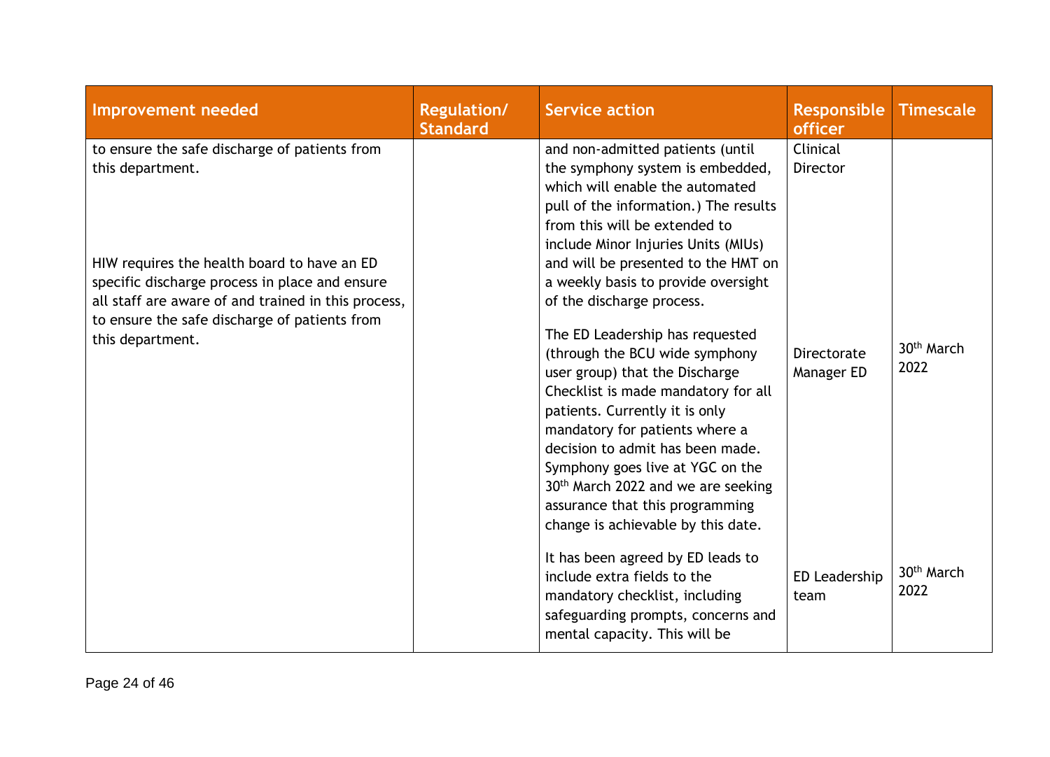| Improvement needed | Regulation/ Standard | Service action | Responsible officer | Timescale |
|---|---|---|---|---|
| to ensure the safe discharge of patients from this department.<br><br>HIW requires the health board to have an ED specific discharge process in place and ensure all staff are aware of and trained in this process, to ensure the safe discharge of patients from this department. | | and non-admitted patients (until the symphony system is embedded, which will enable the automated pull of the information.) The results from this will be extended to include Minor Injuries Units (MIUs) and will be presented to the HMT on a weekly basis to provide oversight of the discharge process. | Clinical Director | |
| | | The ED Leadership has requested (through the BCU wide symphony user group) that the Discharge Checklist is made mandatory for all patients. Currently it is only mandatory for patients where a decision to admit has been made. Symphony goes live at YGC on the 30th March 2022 and we are seeking assurance that this programming change is achievable by this date. | Directorate Manager ED | 30th March 2022 |
| | | It has been agreed by ED leads to include extra fields to the mandatory checklist, including safeguarding prompts, concerns and mental capacity. This will be | ED Leadership team | 30th March 2022 |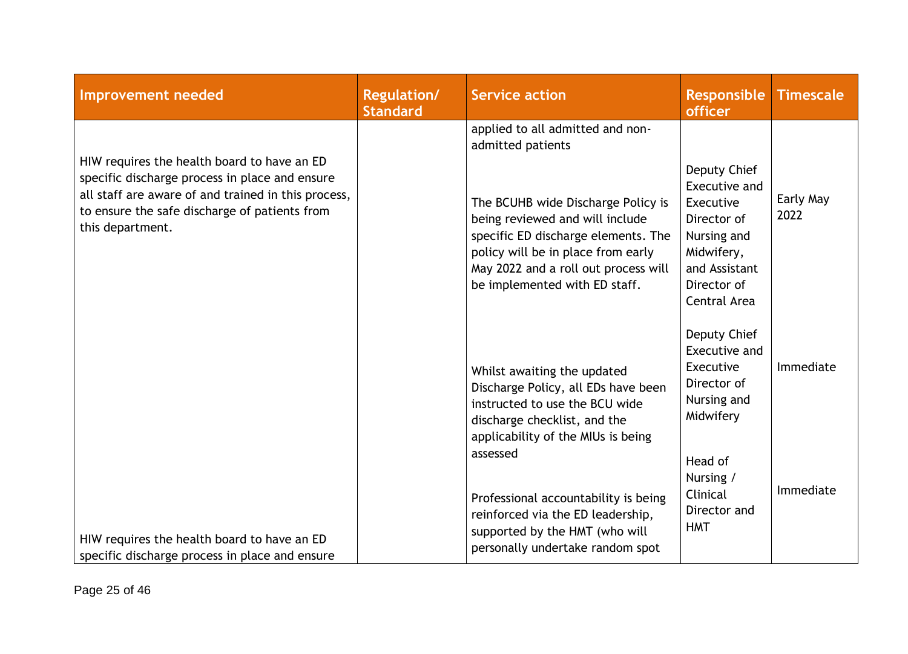| Improvement needed | Regulation/ Standard | Service action | Responsible officer | Timescale |
|---|---|---|---|---|
| | | applied to all admitted and non-admitted patients | | |
| HIW requires the health board to have an ED specific discharge process in place and ensure all staff are aware of and trained in this process, to ensure the safe discharge of patients from this department. | | The BCUHB wide Discharge Policy is being reviewed and will include specific ED discharge elements. The policy will be in place from early May 2022 and a roll out process will be implemented with ED staff. | Deputy Chief Executive and Executive Director of Nursing and Midwifery, and Assistant Director of Central Area | Early May 2022 |
| | | Whilst awaiting the updated Discharge Policy, all EDs have been instructed to use the BCU wide discharge checklist, and the applicability of the MIUs is being assessed | Deputy Chief Executive and Executive Director of Nursing and Midwifery | Immediate |
| HIW requires the health board to have an ED specific discharge process in place and ensure | | Professional accountability is being reinforced via the ED leadership, supported by the HMT (who will personally undertake random spot | Head of Nursing / Clinical Director and HMT | Immediate |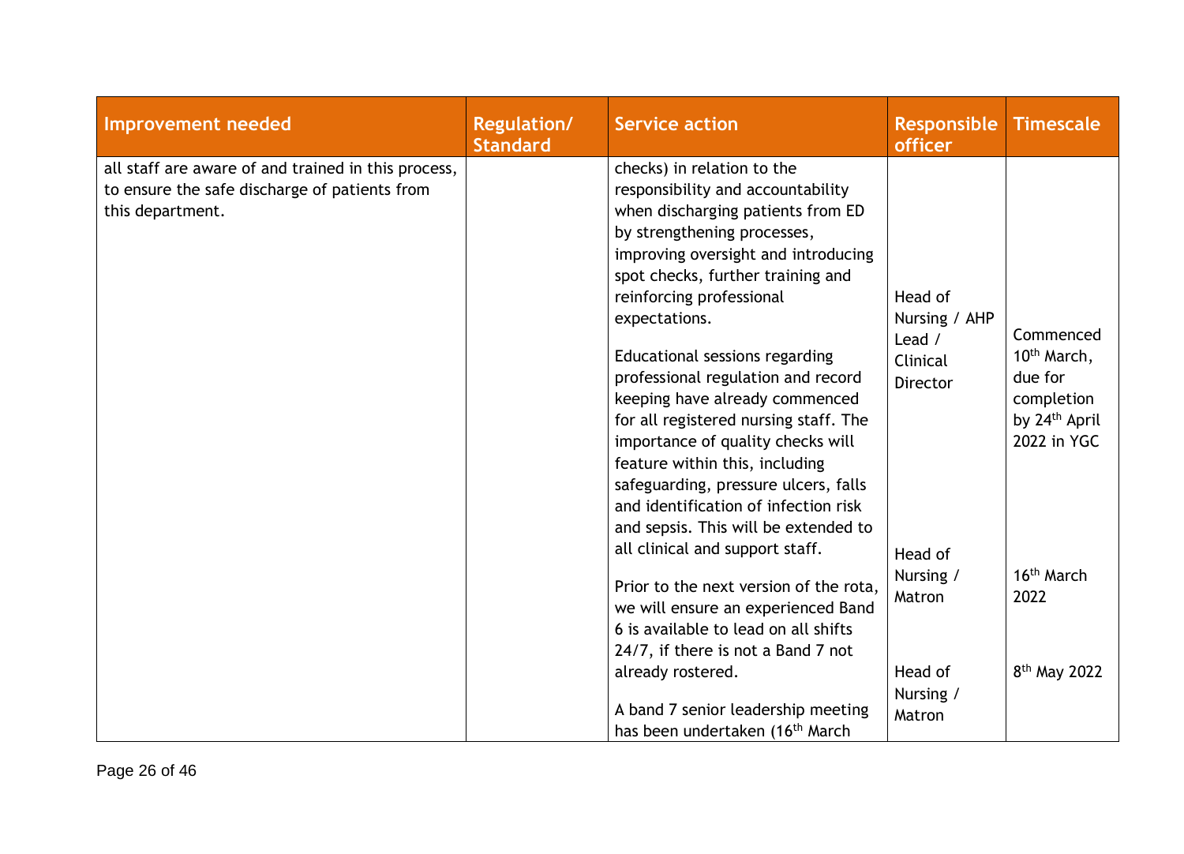| Improvement needed | Regulation/ Standard | Service action | Responsible officer | Timescale |
|---|---|---|---|---|
| all staff are aware of and trained in this process, to ensure the safe discharge of patients from this department. | | checks) in relation to the responsibility and accountability when discharging patients from ED by strengthening processes, improving oversight and introducing spot checks, further training and reinforcing professional expectations. | Head of Nursing / AHP Lead / Clinical Director | Commenced 10th March, due for completion by 24th April 2022 in YGC |
| | | Educational sessions regarding professional regulation and record keeping have already commenced for all registered nursing staff. The importance of quality checks will feature within this, including safeguarding, pressure ulcers, falls and identification of infection risk and sepsis. This will be extended to all clinical and support staff. | | |
| | | Prior to the next version of the rota, we will ensure an experienced Band 6 is available to lead on all shifts 24/7, if there is not a Band 7 not already rostered. | Head of Nursing / Matron | 16th March 2022 |
| | | A band 7 senior leadership meeting has been undertaken (16th March | Head of Nursing / Matron | 8th May 2022 |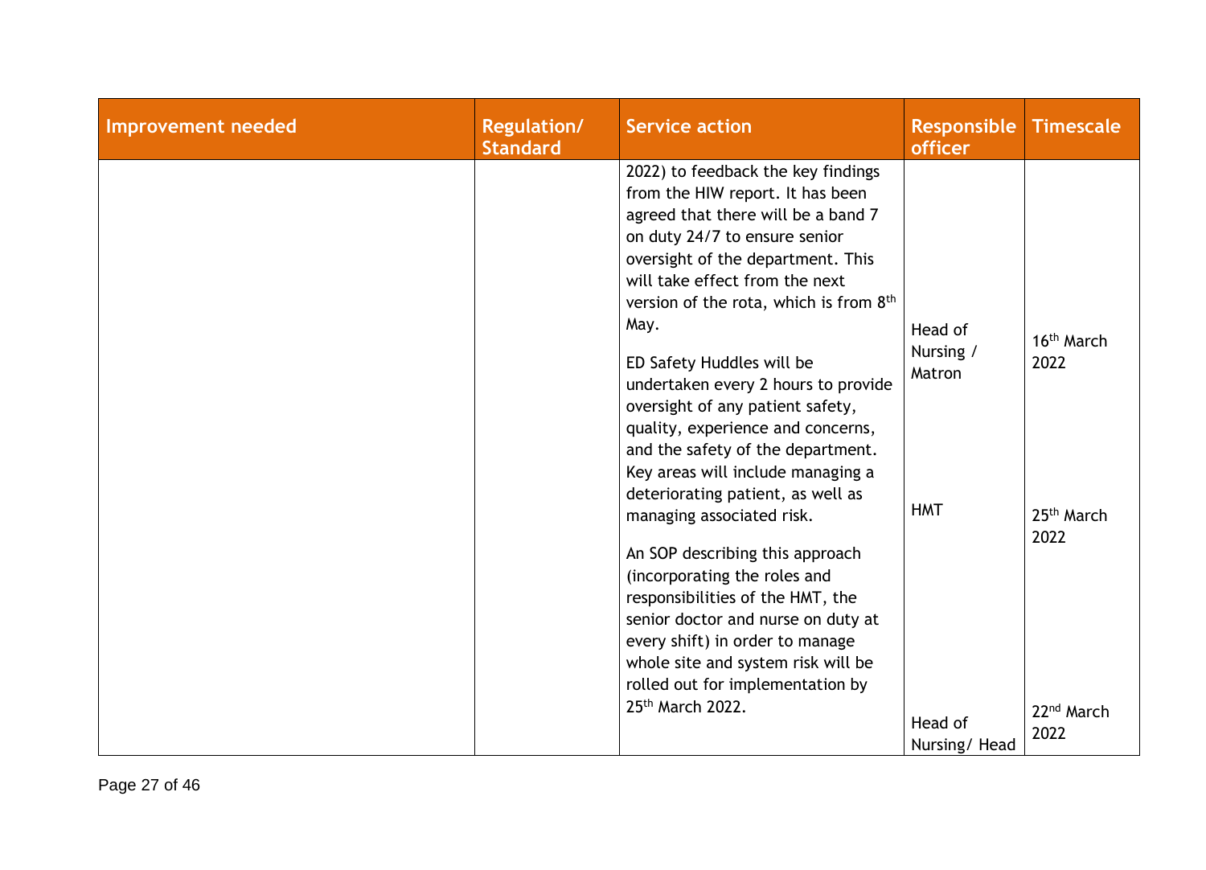| Improvement needed | Regulation/ Standard | Service action | Responsible officer | Timescale |
|---|---|---|---|---|
| | | 2022) to feedback the key findings from the HIW report. It has been agreed that there will be a band 7 on duty 24/7 to ensure senior oversight of the department. This will take effect from the next version of the rota, which is from 8th May. | Head of Nursing / Matron | 16th March 2022 |
| | | ED Safety Huddles will be undertaken every 2 hours to provide oversight of any patient safety, quality, experience and concerns, and the safety of the department. Key areas will include managing a deteriorating patient, as well as managing associated risk. | HMT | 25th March 2022 |
| | | An SOP describing this approach (incorporating the roles and responsibilities of the HMT, the senior doctor and nurse on duty at every shift) in order to manage whole site and system risk will be rolled out for implementation by 25th March 2022. | Head of Nursing/ Head | 22nd March 2022 |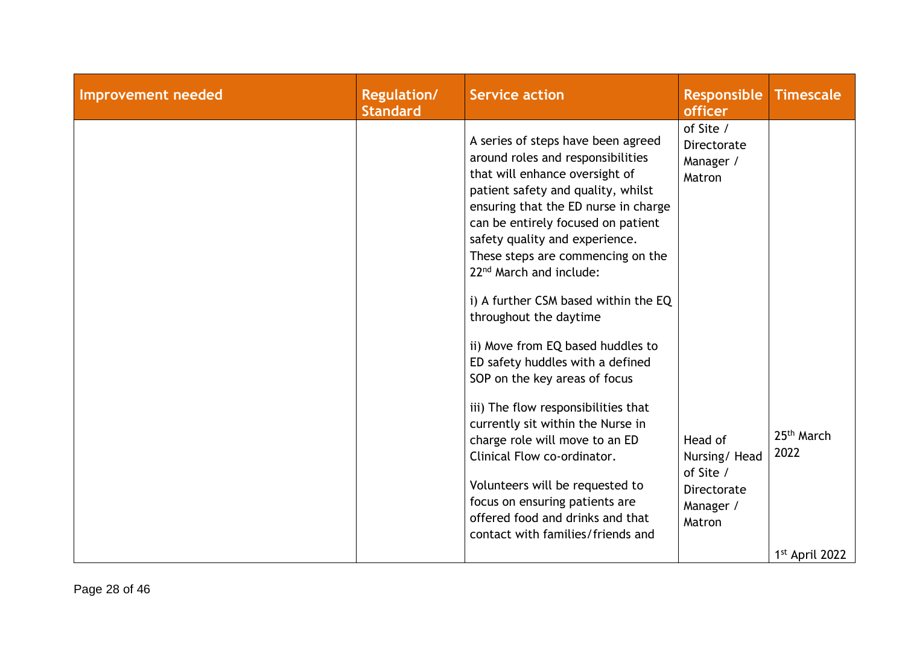| Improvement needed | Regulation/ Standard | Service action | Responsible officer | Timescale |
|---|---|---|---|---|
| | | A series of steps have been agreed around roles and responsibilities that will enhance oversight of patient safety and quality, whilst ensuring that the ED nurse in charge can be entirely focused on patient safety quality and experience. These steps are commencing on the 22nd March and include:<br><br>i) A further CSM based within the EQ throughout the daytime<br><br>ii) Move from EQ based huddles to ED safety huddles with a defined SOP on the key areas of focus<br><br>iii) The flow responsibilities that currently sit within the Nurse in charge role will move to an ED Clinical Flow co-ordinator. | of Site / Directorate Manager / Matron | |
| | | Volunteers will be requested to focus on ensuring patients are offered food and drinks and that contact with families/friends and | Head of Nursing/ Head of Site / Directorate Manager / Matron | 25th March 2022<br><br>1st April 2022 |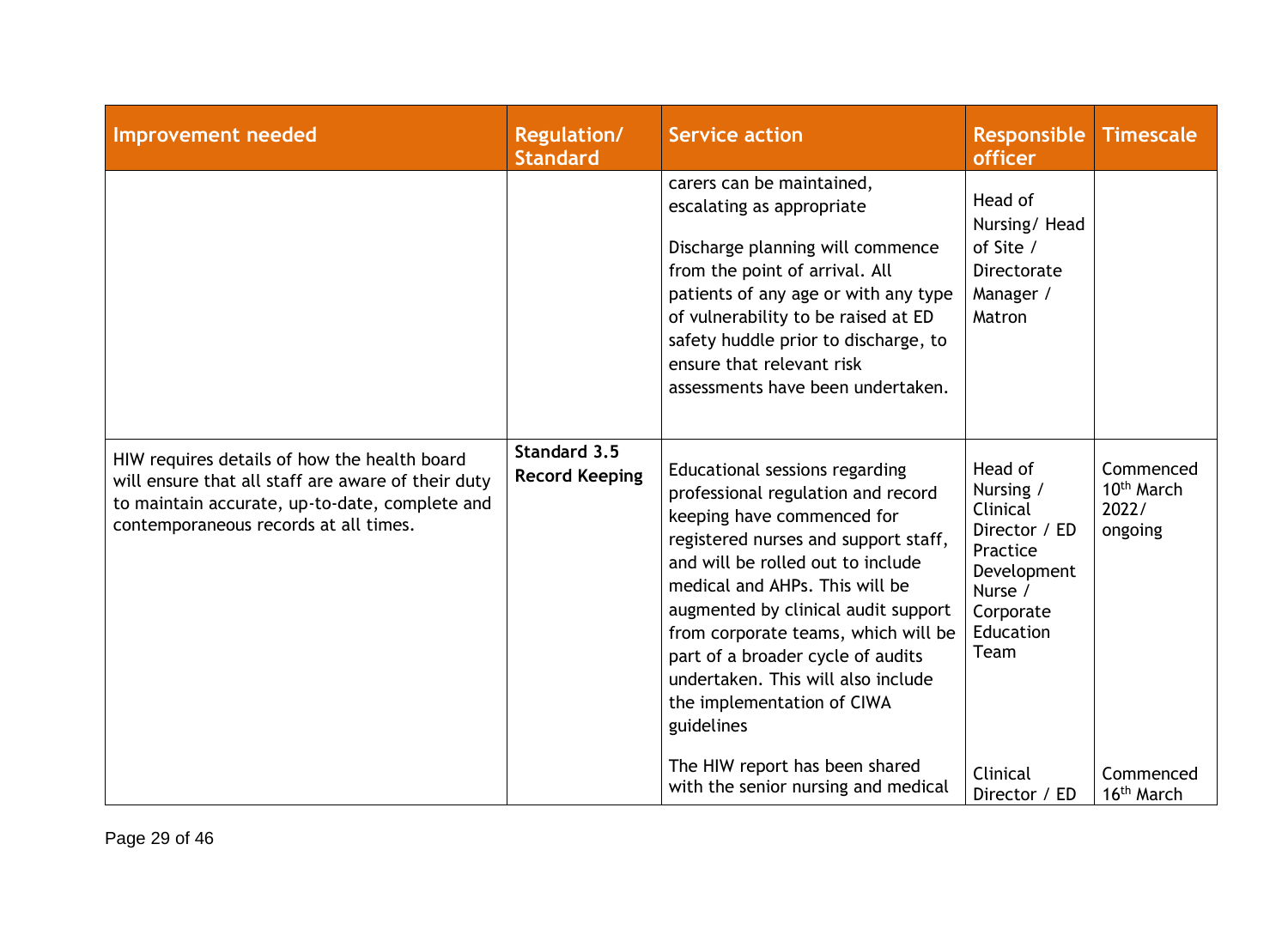| Improvement needed | Regulation/ Standard | Service action | Responsible officer | Timescale |
|---|---|---|---|---|
| | | carers can be maintained, escalating as appropriate<br><br>Discharge planning will commence from the point of arrival. All patients of any age or with any type of vulnerability to be raised at ED safety huddle prior to discharge, to ensure that relevant risk assessments have been undertaken. | Head of Nursing/ Head of Site / Directorate Manager / Matron | |
| HIW requires details of how the health board will ensure that all staff are aware of their duty to maintain accurate, up-to-date, complete and contemporaneous records at all times. | **Standard 3.5 Record Keeping** | Educational sessions regarding professional regulation and record keeping have commenced for registered nurses and support staff, and will be rolled out to include medical and AHPs. This will be augmented by clinical audit support from corporate teams, which will be part of a broader cycle of audits undertaken. This will also include the implementation of CIWA guidelines<br><br>The HIW report has been shared with the senior nursing and medical | Head of Nursing / Clinical Director / ED Practice Development Nurse / Corporate Education Team<br><br>Clinical Director / ED | Commenced 10th March 2022/ ongoing<br><br>Commenced 16th March |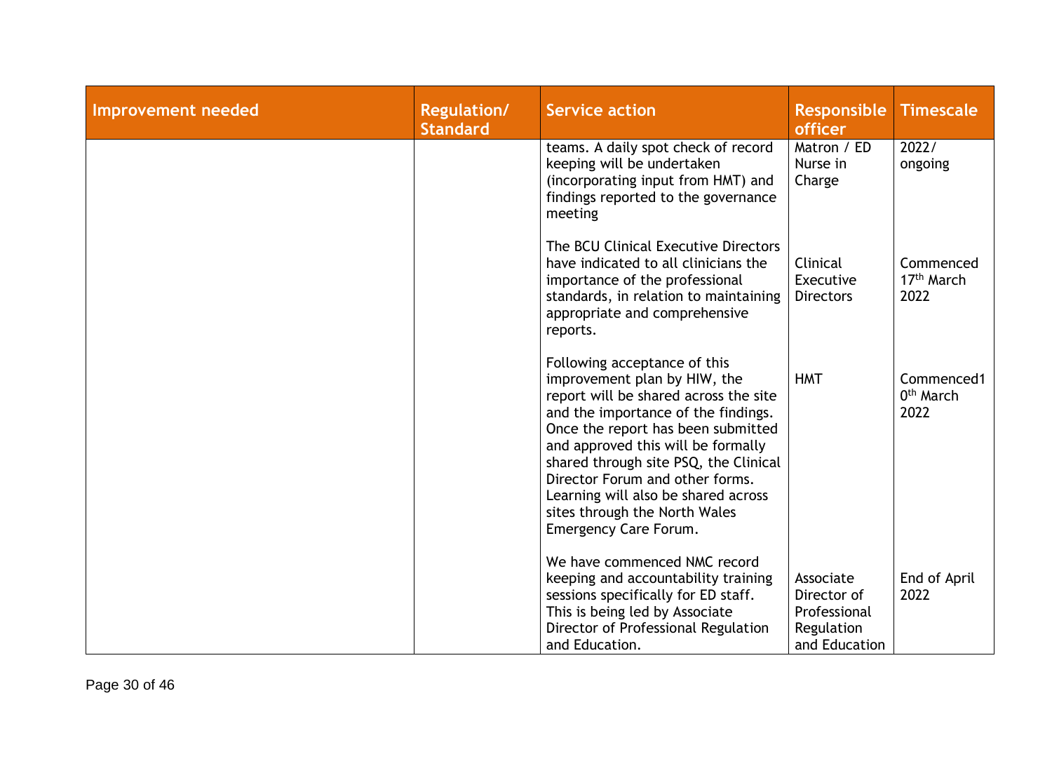| Improvement needed | Regulation/ Standard | Service action | Responsible officer | Timescale |
|---|---|---|---|---|
| | | teams. A daily spot check of record keeping will be undertaken (incorporating input from HMT) and findings reported to the governance meeting | Matron / ED Nurse in Charge | 2022/ ongoing |
| | | The BCU Clinical Executive Directors have indicated to all clinicians the importance of the professional standards, in relation to maintaining appropriate and comprehensive reports. | Clinical Executive Directors | Commenced 17th March 2022 |
| | | Following acceptance of this improvement plan by HIW, the report will be shared across the site and the importance of the findings. Once the report has been submitted and approved this will be formally shared through site PSQ, the Clinical Director Forum and other forms. Learning will also be shared across sites through the North Wales Emergency Care Forum. | HMT | Commenced1 0th March 2022 |
| | | We have commenced NMC record keeping and accountability training sessions specifically for ED staff. This is being led by Associate Director of Professional Regulation and Education. | Associate Director of Professional Regulation and Education | End of April 2022 |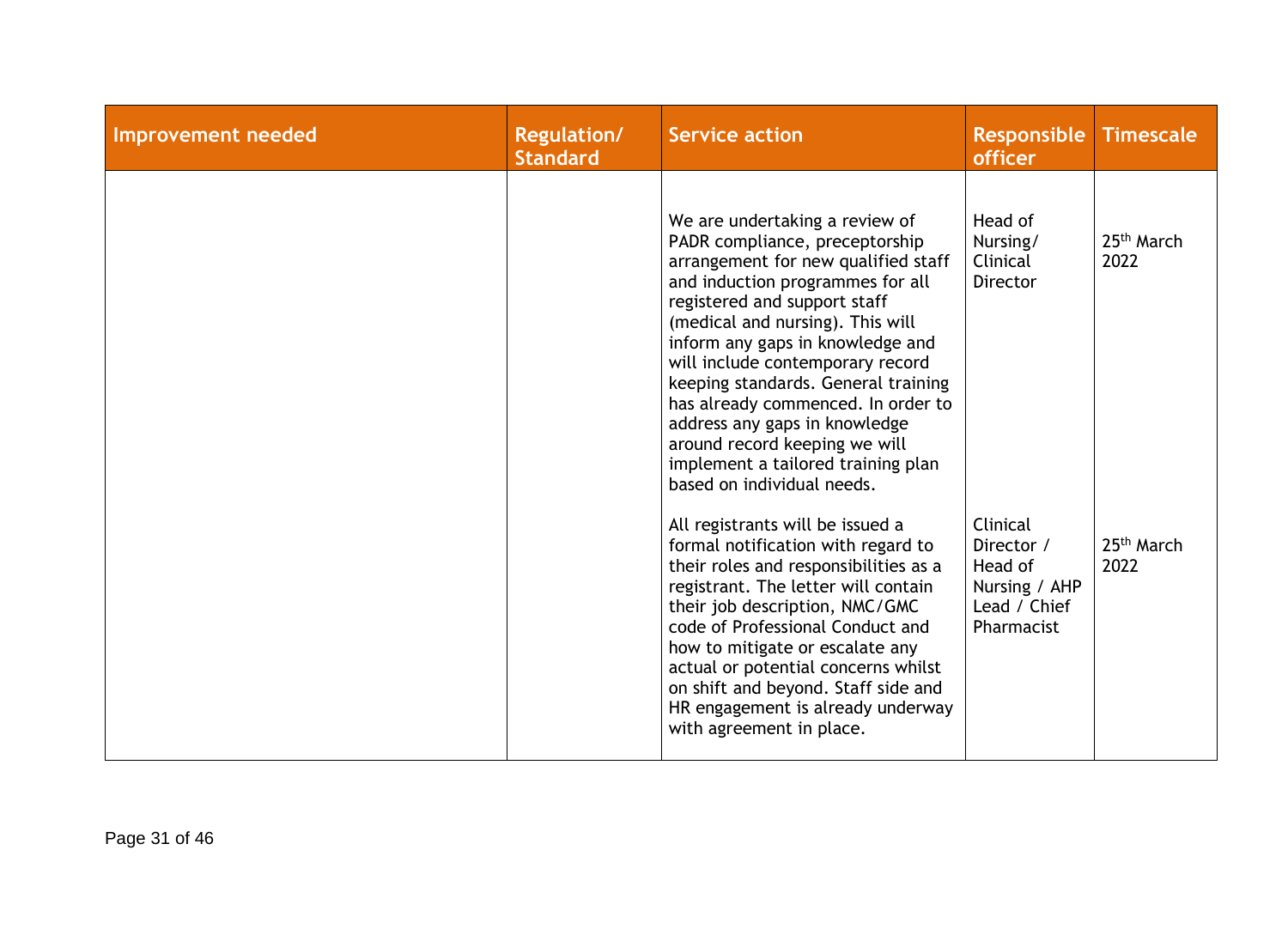| Improvement needed | Regulation/ Standard | Service action | Responsible officer | Timescale |
|---|---|---|---|---|
| | | We are undertaking a review of PADR compliance, preceptorship arrangement for new qualified staff and induction programmes for all registered and support staff (medical and nursing). This will inform any gaps in knowledge and will include contemporary record keeping standards. General training has already commenced. In order to address any gaps in knowledge around record keeping we will implement a tailored training plan based on individual needs. | Head of Nursing/ Clinical Director | 25th March 2022 |
| | | All registrants will be issued a formal notification with regard to their roles and responsibilities as a registrant. The letter will contain their job description, NMC/GMC code of Professional Conduct and how to mitigate or escalate any actual or potential concerns whilst on shift and beyond. Staff side and HR engagement is already underway with agreement in place. | Clinical Director / Head of Nursing / AHP Lead / Chief Pharmacist | 25th March 2022 |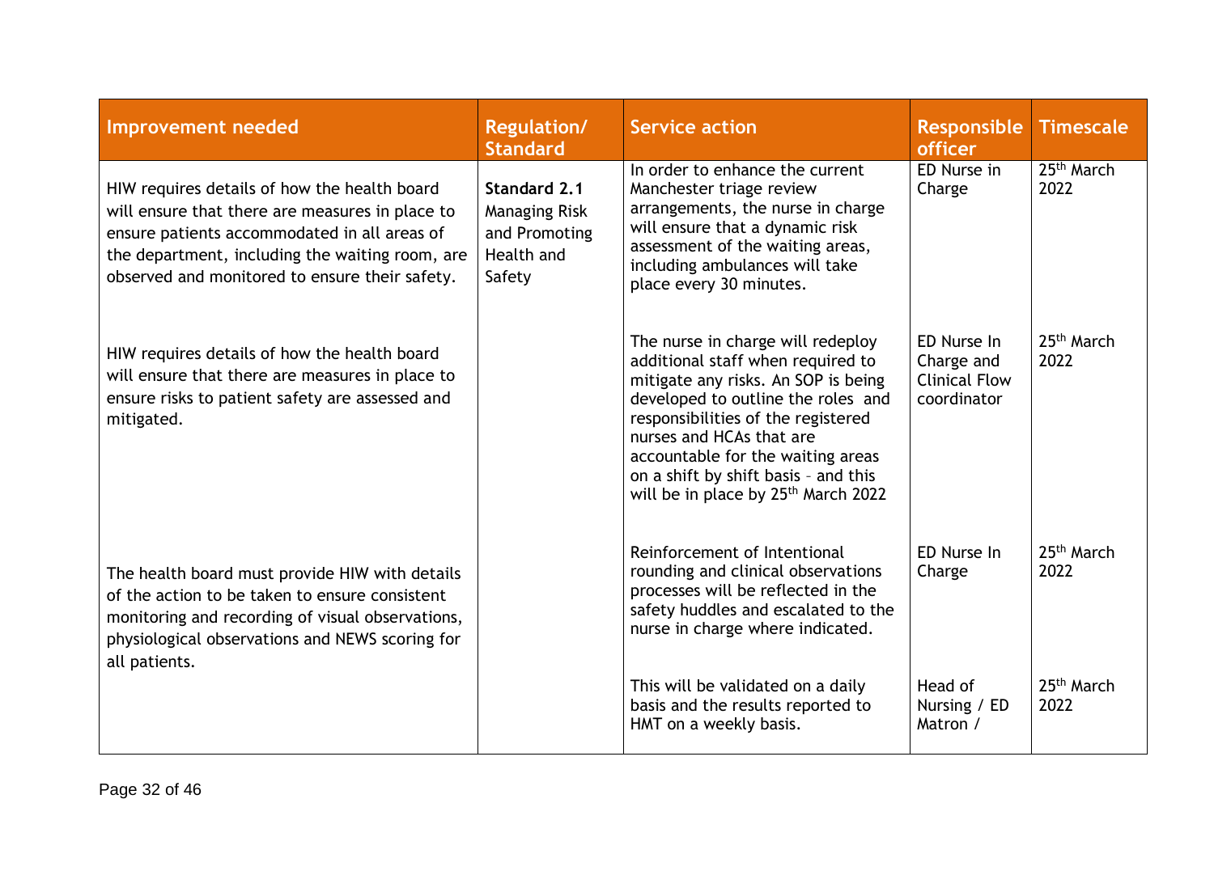| Improvement needed | Regulation/ Standard | Service action | Responsible officer | Timescale |
|---|---|---|---|---|
| HIW requires details of how the health board will ensure that there are measures in place to ensure patients accommodated in all areas of the department, including the waiting room, are observed and monitored to ensure their safety. | **Standard 2.1** Managing Risk and Promoting Health and Safety | In order to enhance the current Manchester triage review arrangements, the nurse in charge will ensure that a dynamic risk assessment of the waiting areas, including ambulances will take place every 30 minutes. | ED Nurse in Charge | 25th March 2022 |
| HIW requires details of how the health board will ensure that there are measures in place to ensure risks to patient safety are assessed and mitigated. | | The nurse in charge will redeploy additional staff when required to mitigate any risks. An SOP is being developed to outline the roles and responsibilities of the registered nurses and HCAs that are accountable for the waiting areas on a shift by shift basis - and this will be in place by 25th March 2022 | ED Nurse In Charge and Clinical Flow coordinator | 25th March 2022 |
| The health board must provide HIW with details of the action to be taken to ensure consistent monitoring and recording of visual observations, physiological observations and NEWS scoring for all patients. | | Reinforcement of Intentional rounding and clinical observations processes will be reflected in the safety huddles and escalated to the nurse in charge where indicated. | ED Nurse In Charge | 25th March 2022 |
| | | This will be validated on a daily basis and the results reported to HMT on a weekly basis. | Head of Nursing / ED Matron / | 25th March 2022 |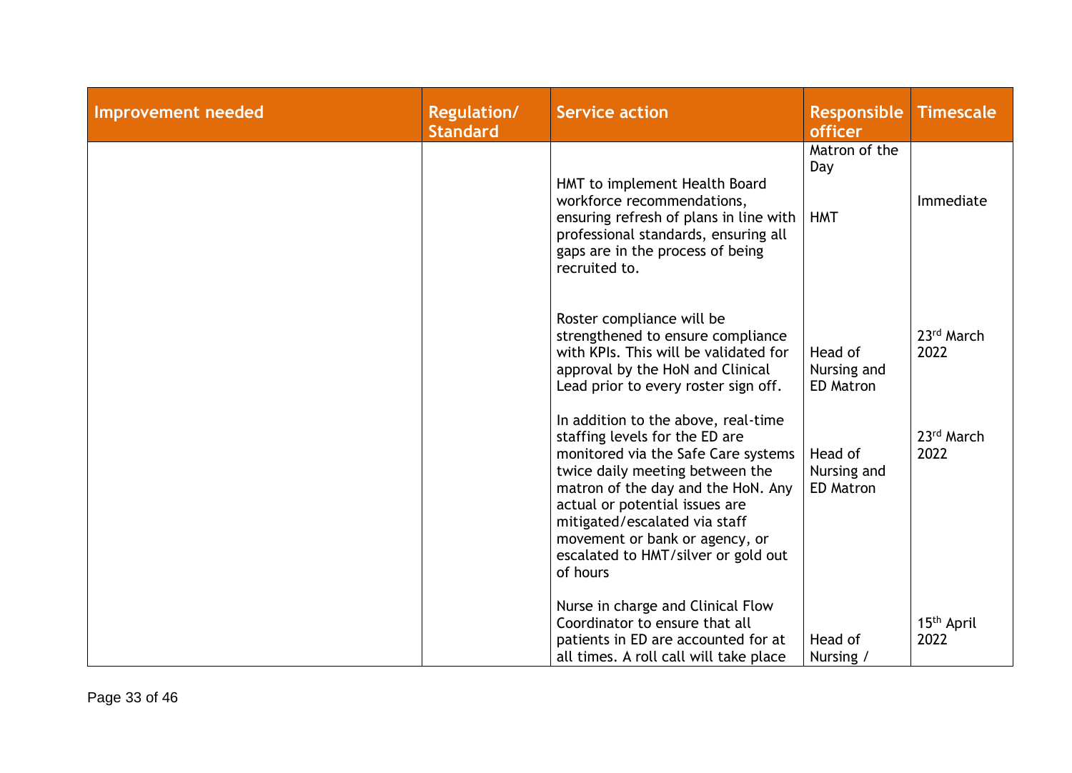| Improvement needed | Regulation/ Standard | Service action | Responsible officer | Timescale |
|---|---|---|---|---|
| | | | Matron of the Day | |
| | | HMT to implement Health Board workforce recommendations, ensuring refresh of plans in line with professional standards, ensuring all gaps are in the process of being recruited to. | HMT | Immediate |
| | | Roster compliance will be strengthened to ensure compliance with KPIs. This will be validated for approval by the HoN and Clinical Lead prior to every roster sign off. | Head of Nursing and ED Matron | 23rd March 2022 |
| | | In addition to the above, real-time staffing levels for the ED are monitored via the Safe Care systems twice daily meeting between the matron of the day and the HoN. Any actual or potential issues are mitigated/escalated via staff movement or bank or agency, or escalated to HMT/silver or gold out of hours | Head of Nursing and ED Matron | 23rd March 2022 |
| | | Nurse in charge and Clinical Flow Coordinator to ensure that all patients in ED are accounted for at all times. A roll call will take place | Head of Nursing / | 15th April 2022 |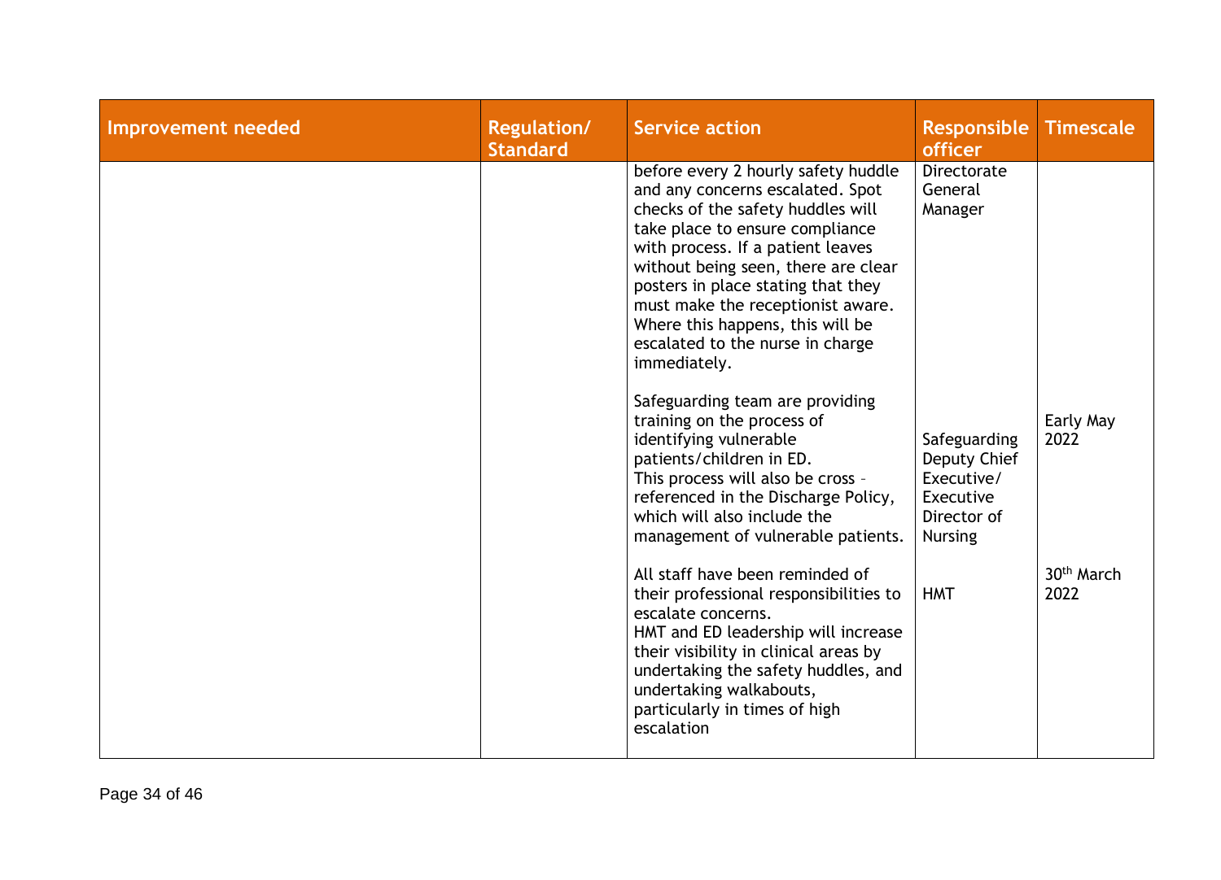| Improvement needed | Regulation/ Standard | Service action | Responsible officer | Timescale |
|---|---|---|---|---|
| | | before every 2 hourly safety huddle and any concerns escalated. Spot checks of the safety huddles will take place to ensure compliance with process. If a patient leaves without being seen, there are clear posters in place stating that they must make the receptionist aware. Where this happens, this will be escalated to the nurse in charge immediately. | Directorate General Manager | |
| | | Safeguarding team are providing training on the process of identifying vulnerable patients/children in ED. This process will also be cross – referenced in the Discharge Policy, which will also include the management of vulnerable patients. | Safeguarding Deputy Chief Executive/ Executive Director of Nursing | Early May 2022 |
| | | All staff have been reminded of their professional responsibilities to escalate concerns. HMT and ED leadership will increase their visibility in clinical areas by undertaking the safety huddles, and undertaking walkabouts, particularly in times of high escalation | HMT | 30th March 2022 |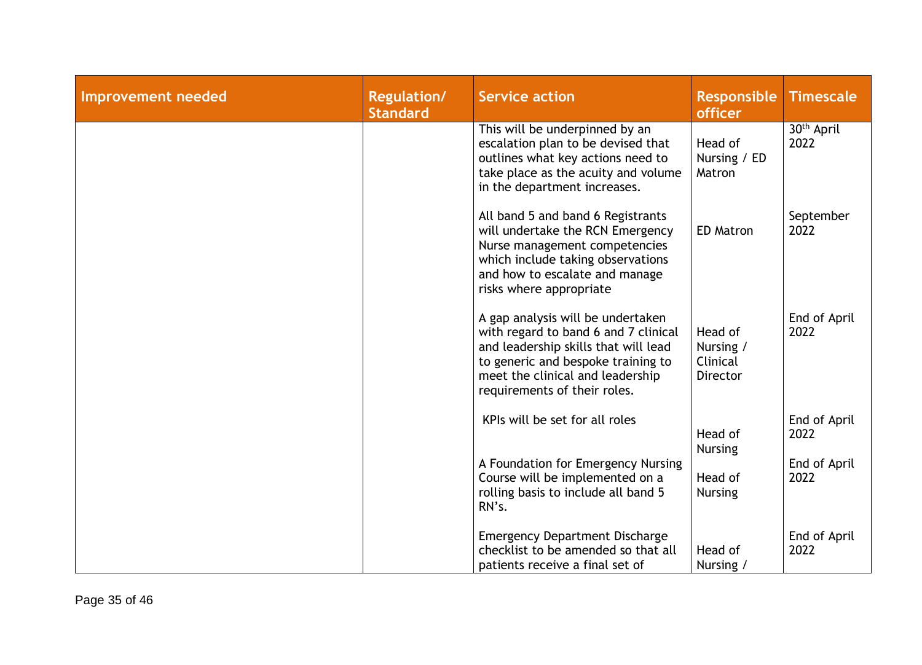| Improvement needed | Regulation/ Standard | Service action | Responsible officer | Timescale |
|---|---|---|---|---|
| | | This will be underpinned by an escalation plan to be devised that outlines what key actions need to take place as the acuity and volume in the department increases. | Head of Nursing / ED Matron | 30th April 2022 |
| | | All band 5 and band 6 Registrants will undertake the RCN Emergency Nurse management competencies which include taking observations and how to escalate and manage risks where appropriate | ED Matron | September 2022 |
| | | A gap analysis will be undertaken with regard to band 6 and 7 clinical and leadership skills that will lead to generic and bespoke training to meet the clinical and leadership requirements of their roles. | Head of Nursing / Clinical Director | End of April 2022 |
| | | KPIs will be set for all roles | Head of Nursing | End of April 2022 |
| | | A Foundation for Emergency Nursing Course will be implemented on a rolling basis to include all band 5 RN's. | Head of Nursing | End of April 2022 |
| | | Emergency Department Discharge checklist to be amended so that all patients receive a final set of | Head of Nursing / | End of April 2022 |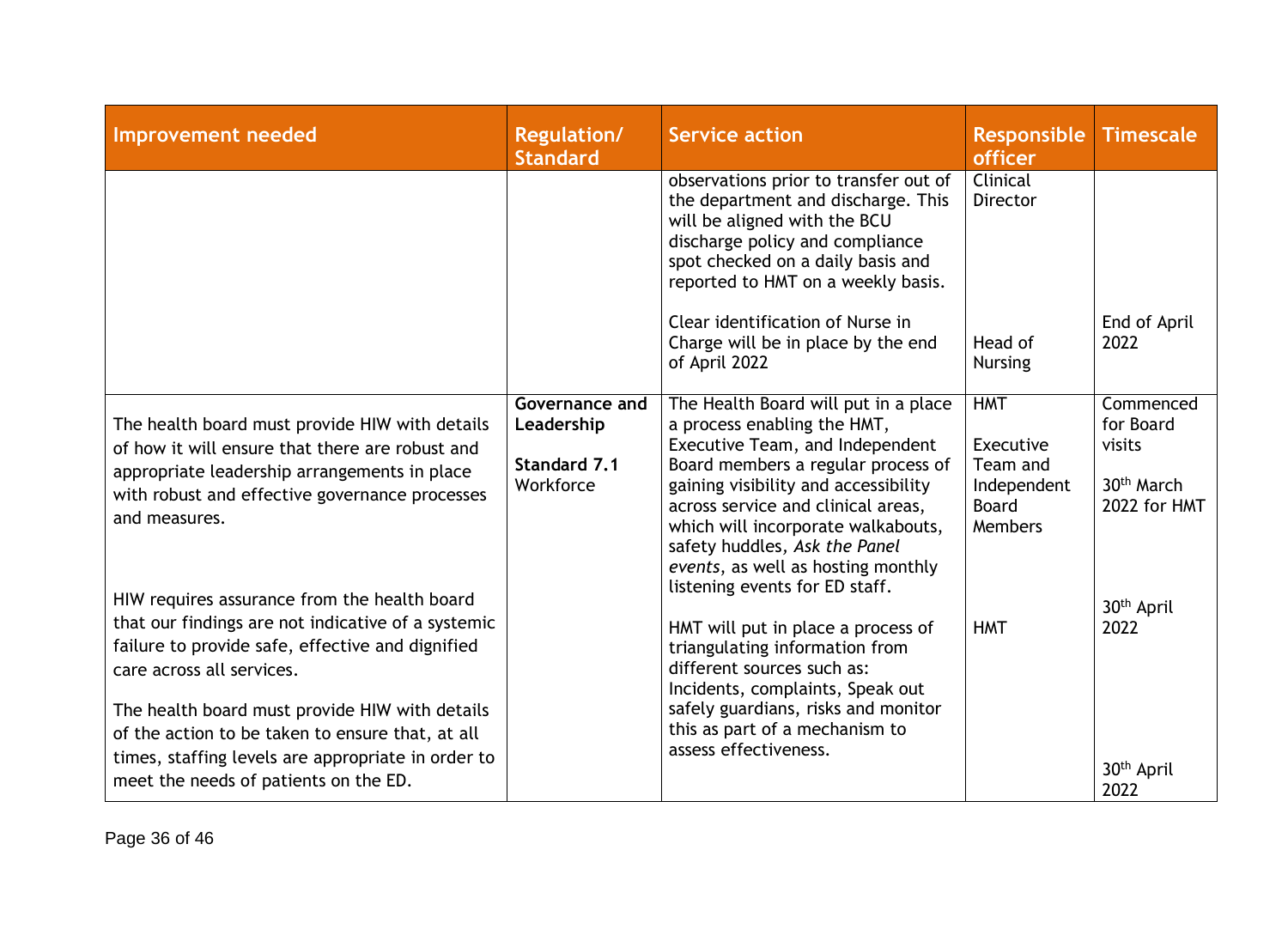| Improvement needed | Regulation/ Standard | Service action | Responsible officer | Timescale |
|---|---|---|---|---|
| | | observations prior to transfer out of the department and discharge. This will be aligned with the BCU discharge policy and compliance spot checked on a daily basis and reported to HMT on a weekly basis. | Clinical Director | |
| | | Clear identification of Nurse in Charge will be in place by the end of April 2022 | Head of Nursing | End of April 2022 |
| The health board must provide HIW with details of how it will ensure that there are robust and appropriate leadership arrangements in place with robust and effective governance processes and measures.<br><br>HIW requires assurance from the health board that our findings are not indicative of a systemic failure to provide safe, effective and dignified care across all services.<br><br>The health board must provide HIW with details of the action to be taken to ensure that, at all times, staffing levels are appropriate in order to meet the needs of patients on the ED. | **Governance and Leadership**<br><br>**Standard 7.1** Workforce | The Health Board will put in a place a process enabling the HMT, Executive Team, and Independent Board members a regular process of gaining visibility and accessibility across service and clinical areas, which will incorporate walkabouts, safety huddles, *Ask the Panel events*, as well as hosting monthly listening events for ED staff.<br><br>HMT will put in place a process of triangulating information from different sources such as: Incidents, complaints, Speak out safely guardians, risks and monitor this as part of a mechanism to assess effectiveness. | HMT<br><br>Executive Team and Independent Board Members<br><br>HMT | Commenced for Board visits<br><br>30th March 2022 for HMT<br><br>30th April 2022<br><br>30th April 2022 |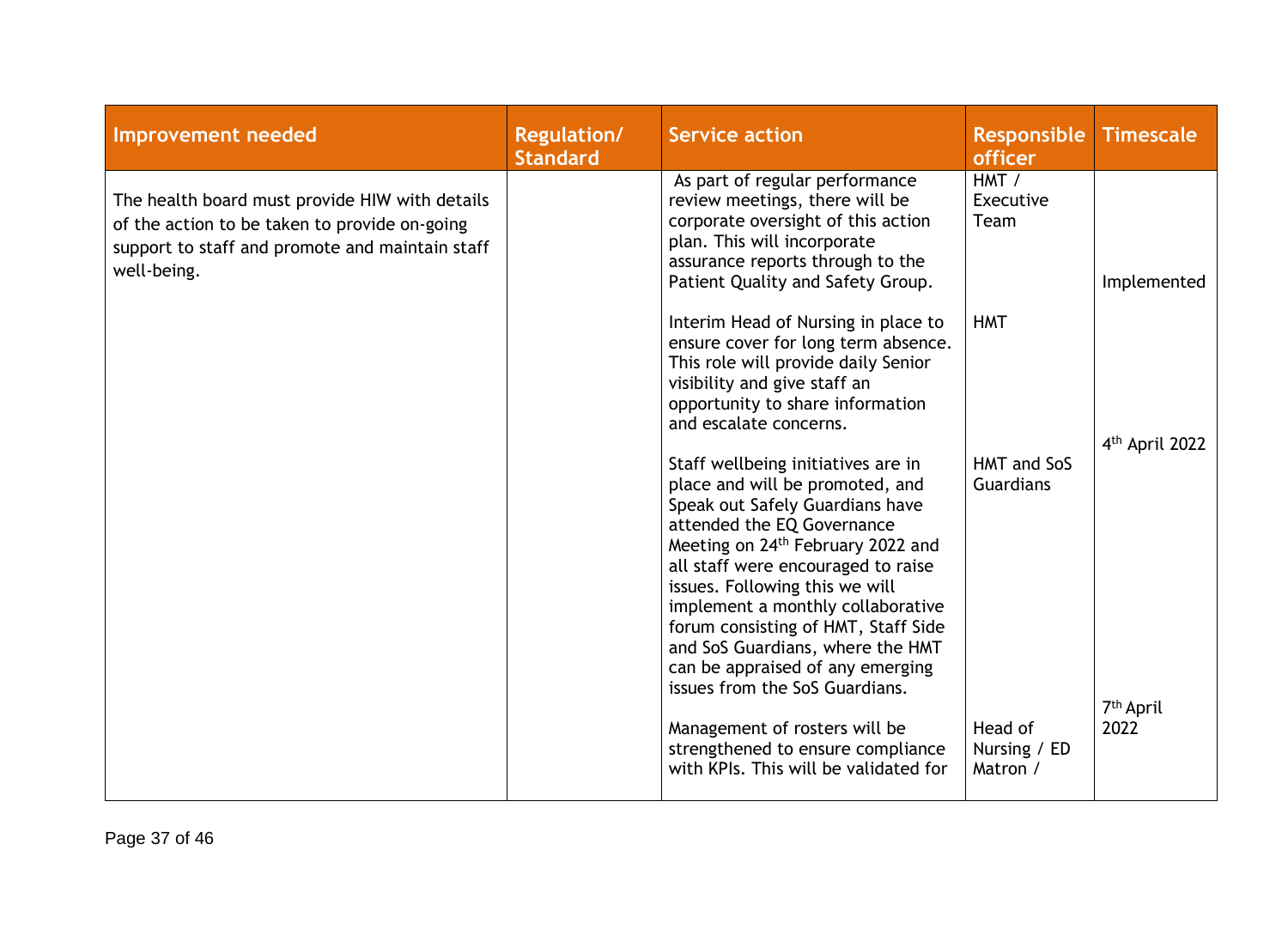| Improvement needed | Regulation/ Standard | Service action | Responsible officer | Timescale |
|---|---|---|---|---|
| The health board must provide HIW with details of the action to be taken to provide on-going support to staff and promote and maintain staff well-being. | | As part of regular performance review meetings, there will be corporate oversight of this action plan. This will incorporate assurance reports through to the Patient Quality and Safety Group. | HMT / Executive Team | Implemented |
| | | Interim Head of Nursing in place to ensure cover for long term absence. This role will provide daily Senior visibility and give staff an opportunity to share information and escalate concerns. | HMT | |
| | | Staff wellbeing initiatives are in place and will be promoted, and Speak out Safely Guardians have attended the EQ Governance Meeting on 24th February 2022 and all staff were encouraged to raise issues. Following this we will implement a monthly collaborative forum consisting of HMT, Staff Side and SoS Guardians, where the HMT can be appraised of any emerging issues from the SoS Guardians. | HMT and SoS Guardians | 4th April 2022 |
| | | Management of rosters will be strengthened to ensure compliance with KPIs. This will be validated for | Head of Nursing / ED Matron / | 7th April 2022 |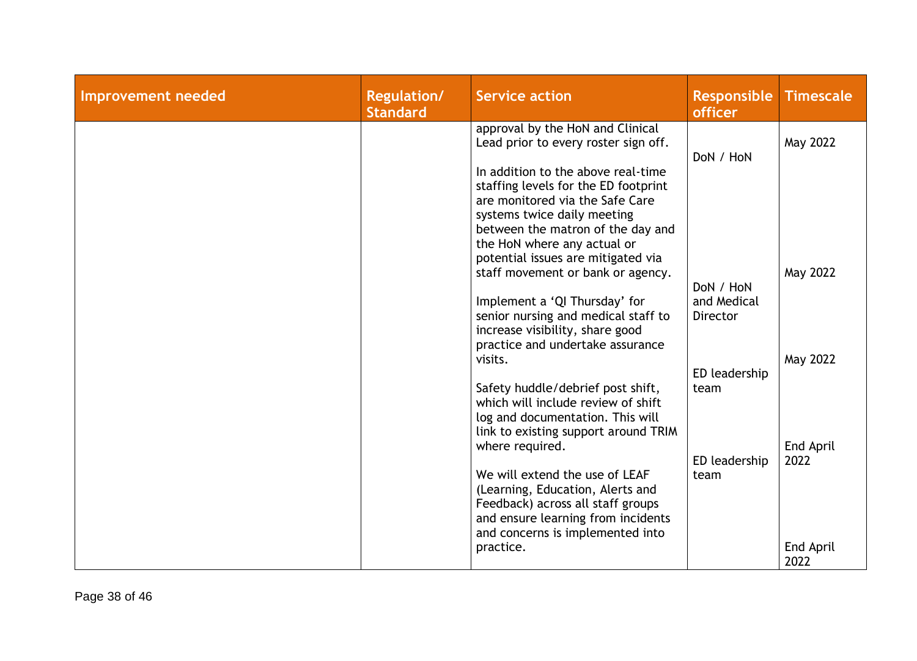| Improvement needed | Regulation/ Standard | Service action | Responsible officer | Timescale |
| --- | --- | --- | --- | --- |
| | | approval by the HoN and Clinical Lead prior to every roster sign off. | DoN / HoN | May 2022 |
| | | In addition to the above real-time staffing levels for the ED footprint are monitored via the Safe Care systems twice daily meeting between the matron of the day and the HoN where any actual or potential issues are mitigated via staff movement or bank or agency. | DoN / HoN and Medical Director | May 2022 |
| | | Implement a 'QI Thursday' for senior nursing and medical staff to increase visibility, share good practice and undertake assurance visits. | ED leadership team | May 2022 |
| | | Safety huddle/debrief post shift, which will include review of shift log and documentation. This will link to existing support around TRIM where required. | ED leadership team | End April 2022 |
| | | We will extend the use of LEAF (Learning, Education, Alerts and Feedback) across all staff groups and ensure learning from incidents and concerns is implemented into practice. | | End April 2022 |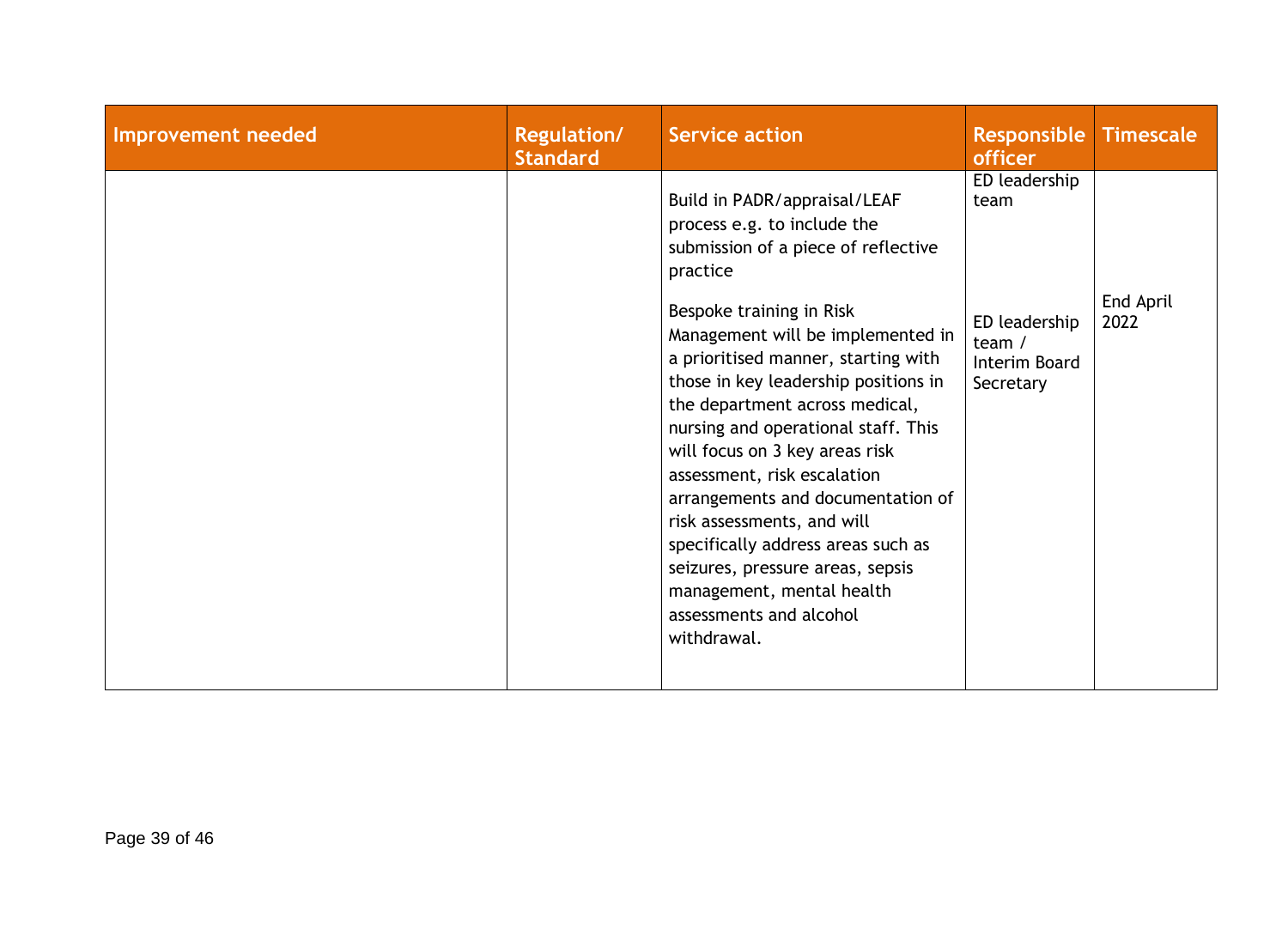| Improvement needed | Regulation/ Standard | Service action | Responsible officer | Timescale |
|---|---|---|---|---|
| | | Build in PADR/appraisal/LEAF process e.g. to include the submission of a piece of reflective practice | ED leadership team | |
| | | Bespoke training in Risk Management will be implemented in a prioritised manner, starting with those in key leadership positions in the department across medical, nursing and operational staff. This will focus on 3 key areas risk assessment, risk escalation arrangements and documentation of risk assessments, and will specifically address areas such as seizures, pressure areas, sepsis management, mental health assessments and alcohol withdrawal. | ED leadership team / Interim Board Secretary | End April 2022 |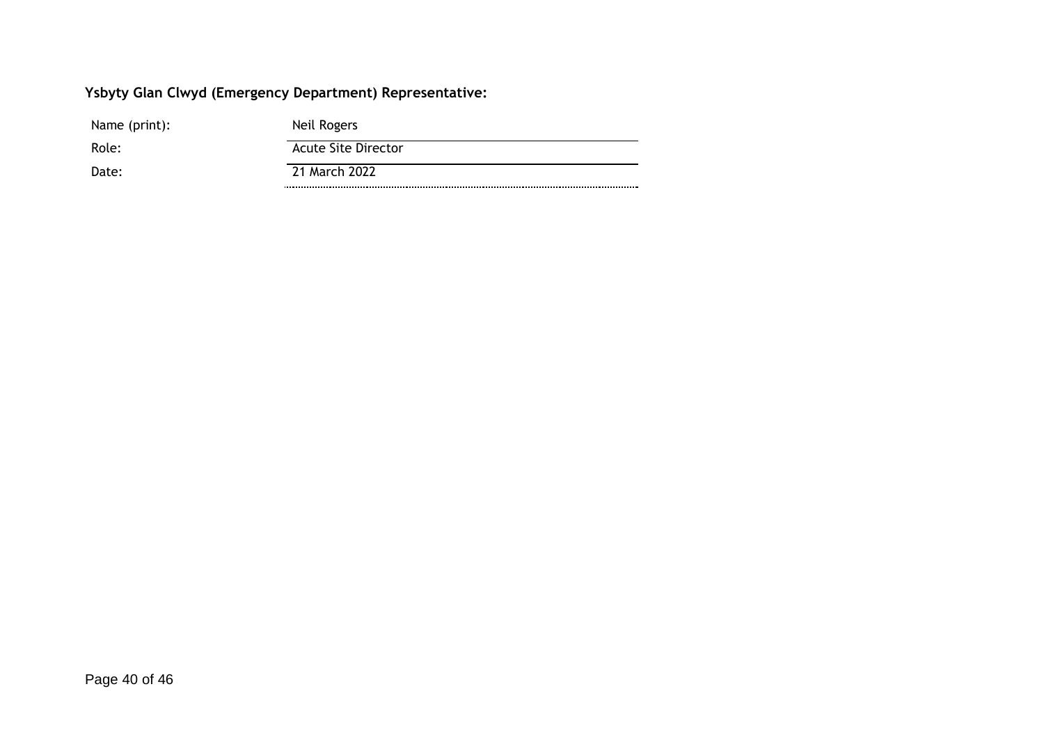**Ysbyty Glan Clwyd (Emergency Department) Representative:**

| | |
|---|---|
| Name (print): | Neil Rogers |
| Role: | Acute Site Director |
| Date: | 21 March 2022 |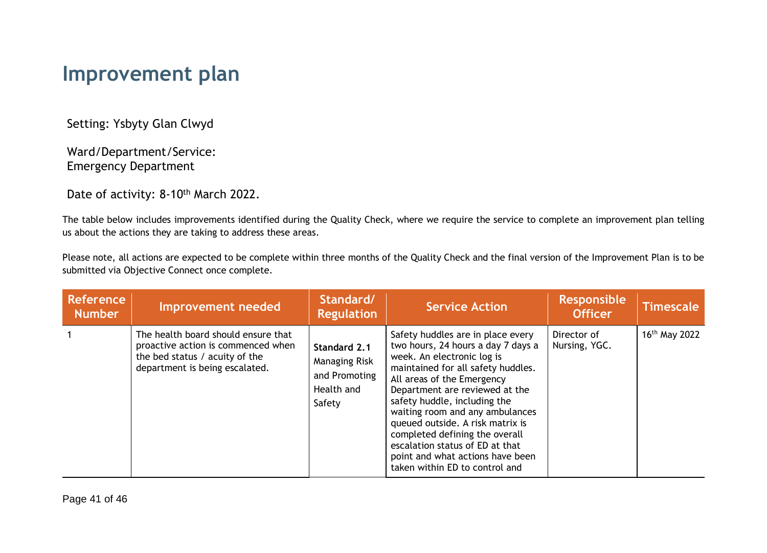# Improvement plan

Setting: Ysbyty Glan Clwyd

Ward/Department/Service: Emergency Department

Date of activity: 8-10th March 2022.

The table below includes improvements identified during the Quality Check, where we require the service to complete an improvement plan telling us about the actions they are taking to address these areas.

Please note, all actions are expected to be complete within three months of the Quality Check and the final version of the Improvement Plan is to be submitted via Objective Connect once complete.

| Reference Number | Improvement needed | Standard/ Regulation | Service Action | Responsible Officer | Timescale |
|---|---|---|---|---|---|
| 1 | The health board should ensure that proactive action is commenced when the bed status / acuity of the department is being escalated. | **Standard 2.1** Managing Risk and Promoting Health and Safety | Safety huddles are in place every two hours, 24 hours a day 7 days a week. An electronic log is maintained for all safety huddles. All areas of the Emergency Department are reviewed at the safety huddle, including the waiting room and any ambulances queued outside. A risk matrix is completed defining the overall escalation status of ED at that point and what actions have been taken within ED to control and | Director of Nursing, YGC. | 16th May 2022 |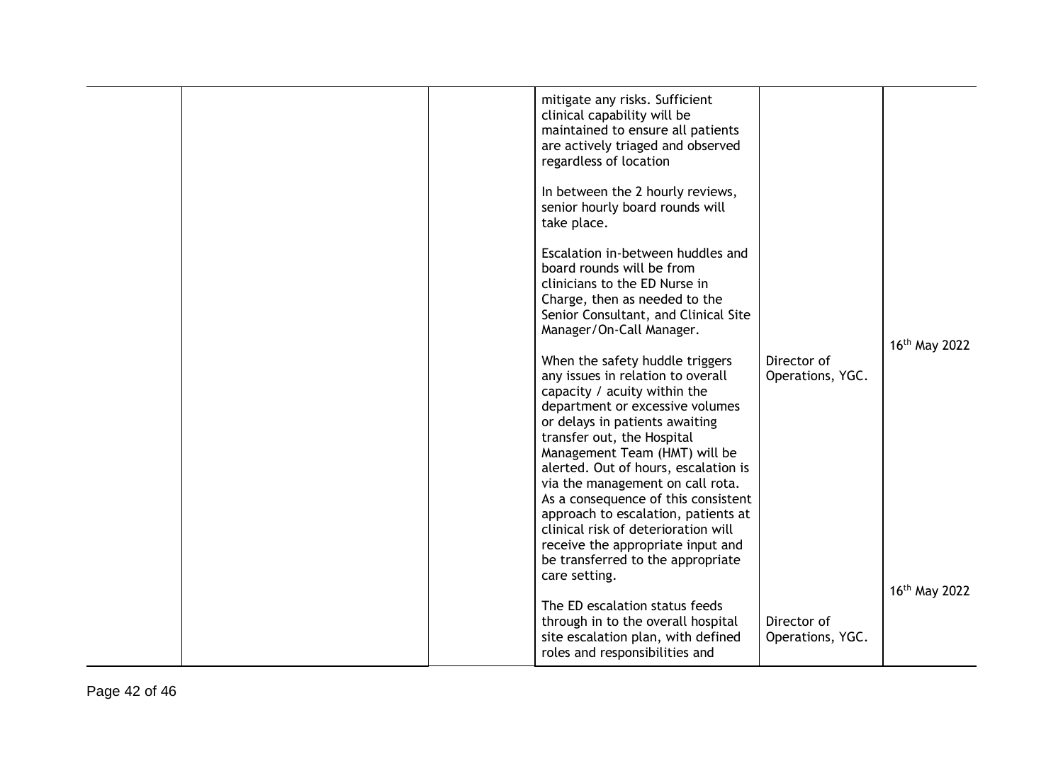| | | | | | |
|---|---|---|---|---|---|
| | | | mitigate any risks. Sufficient clinical capability will be maintained to ensure all patients are actively triaged and observed regardless of location<br><br>In between the 2 hourly reviews, senior hourly board rounds will take place.<br><br>Escalation in-between huddles and board rounds will be from clinicians to the ED Nurse in Charge, then as needed to the Senior Consultant, and Clinical Site Manager/On-Call Manager.<br><br>When the safety huddle triggers any issues in relation to overall capacity / acuity within the department or excessive volumes or delays in patients awaiting transfer out, the Hospital Management Team (HMT) will be alerted. Out of hours, escalation is via the management on call rota. As a consequence of this consistent approach to escalation, patients at clinical risk of deterioration will receive the appropriate input and be transferred to the appropriate care setting. | Director of Operations, YGC. | 16th May 2022 |
| | | | The ED escalation status feeds through in to the overall hospital site escalation plan, with defined roles and responsibilities and | Director of Operations, YGC. | 16th May 2022 |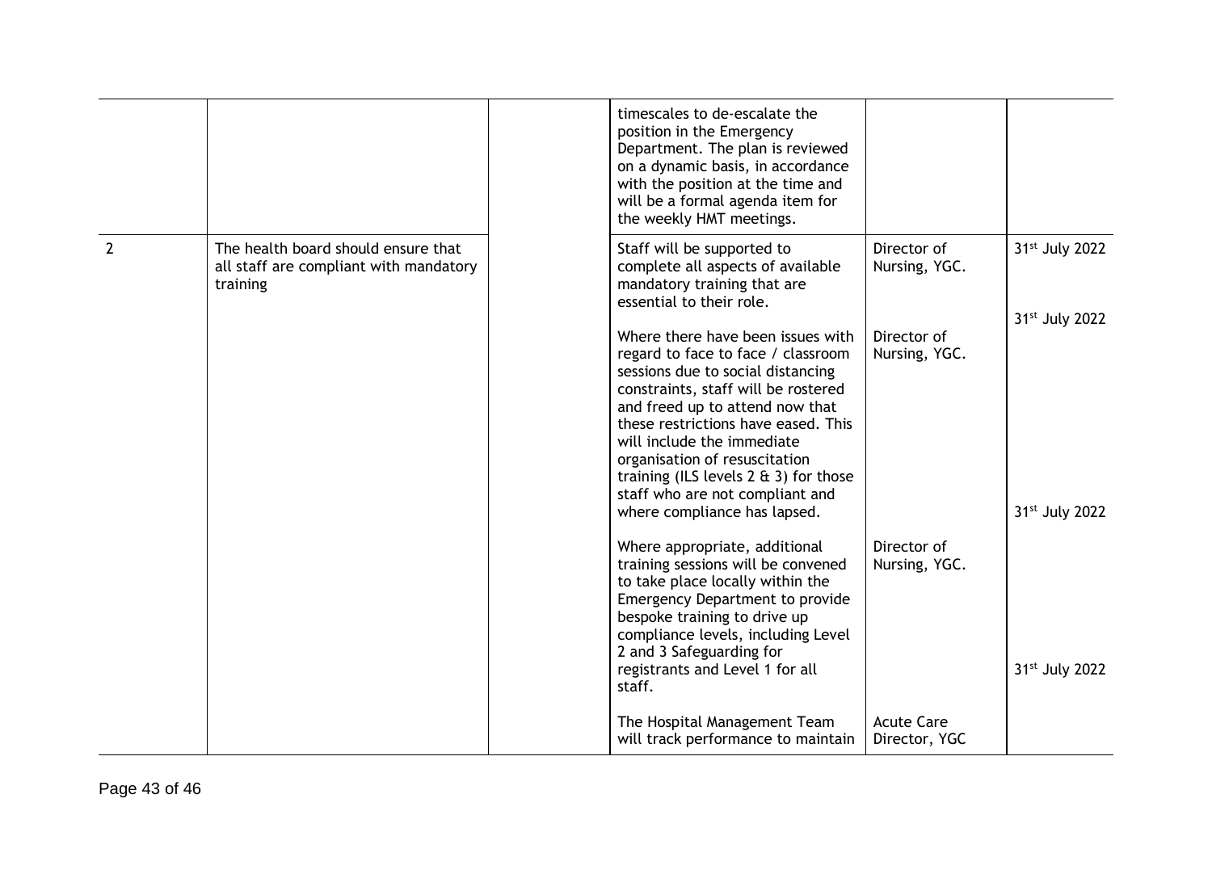| | | | | | |
|---|---|---|---|---|---|
| | | | timescales to de-escalate the position in the Emergency Department. The plan is reviewed on a dynamic basis, in accordance with the position at the time and will be a formal agenda item for the weekly HMT meetings. | | |
| 2 | The health board should ensure that all staff are compliant with mandatory training | | Staff will be supported to complete all aspects of available mandatory training that are essential to their role. | Director of Nursing, YGC. | 31st July 2022 |
| | | | Where there have been issues with regard to face to face / classroom sessions due to social distancing constraints, staff will be rostered and freed up to attend now that these restrictions have eased. This will include the immediate organisation of resuscitation training (ILS levels 2 & 3) for those staff who are not compliant and where compliance has lapsed. | Director of Nursing, YGC. | 31st July 2022 |
| | | | Where appropriate, additional training sessions will be convened to take place locally within the Emergency Department to provide bespoke training to drive up compliance levels, including Level 2 and 3 Safeguarding for registrants and Level 1 for all staff. | Director of Nursing, YGC. | 31st July 2022 |
| | | | The Hospital Management Team will track performance to maintain | Acute Care Director, YGC | 31st July 2022 |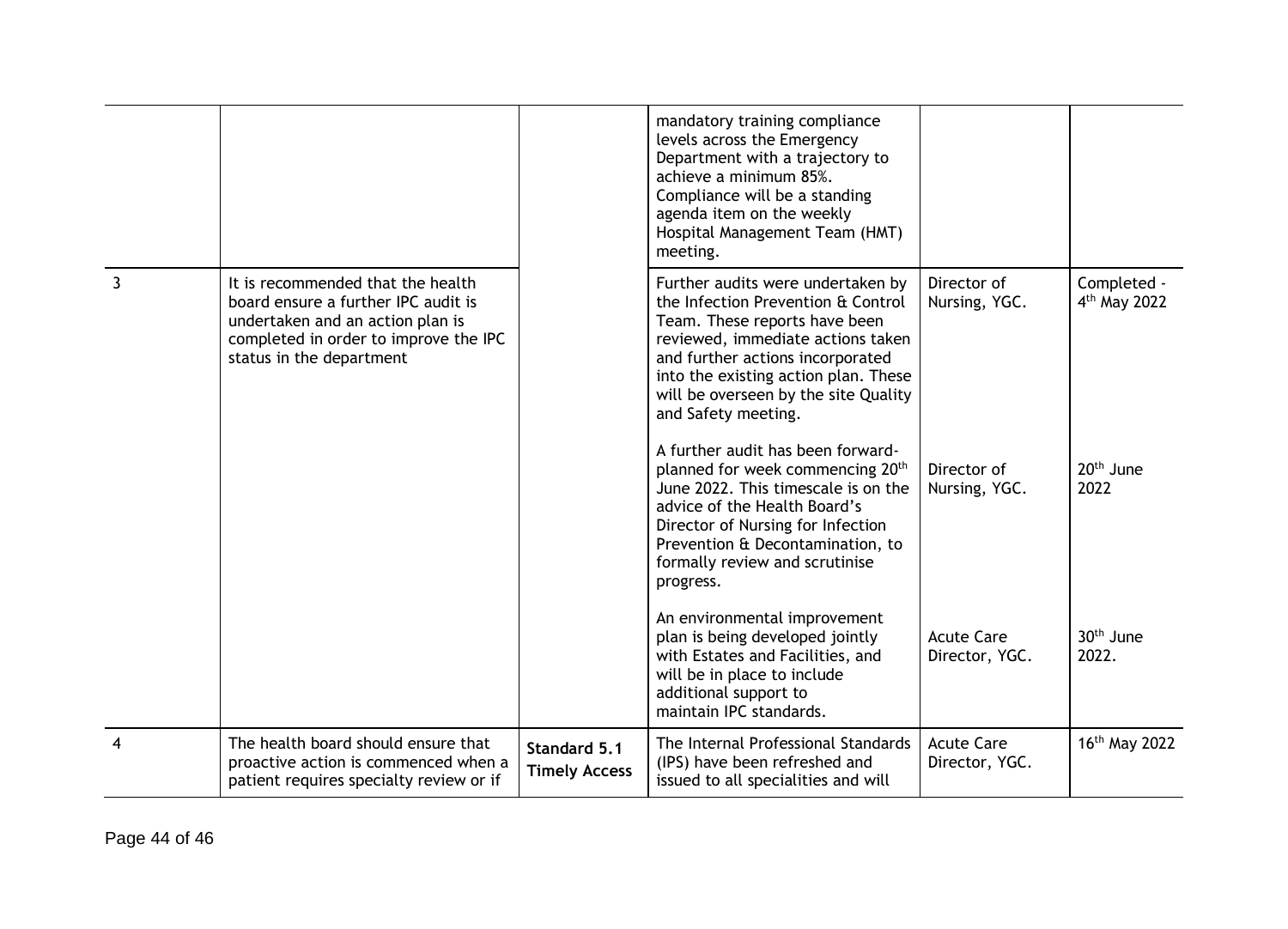| | | | | | |
|---|---|---|---|---|---|
| | | | mandatory training compliance levels across the Emergency Department with a trajectory to achieve a minimum 85%. Compliance will be a standing agenda item on the weekly Hospital Management Team (HMT) meeting. | | |
| 3 | It is recommended that the health board ensure a further IPC audit is undertaken and an action plan is completed in order to improve the IPC status in the department | | Further audits were undertaken by the Infection Prevention & Control Team. These reports have been reviewed, immediate actions taken and further actions incorporated into the existing action plan. These will be overseen by the site Quality and Safety meeting. | Director of Nursing, YGC. | Completed - 4th May 2022 |
| | | | A further audit has been forward-planned for week commencing 20th June 2022. This timescale is on the advice of the Health Board's Director of Nursing for Infection Prevention & Decontamination, to formally review and scrutinise progress. | Director of Nursing, YGC. | 20th June 2022 |
| | | | An environmental improvement plan is being developed jointly with Estates and Facilities, and will be in place to include additional support to maintain IPC standards. | Acute Care Director, YGC. | 30th June 2022. |
| 4 | The health board should ensure that proactive action is commenced when a patient requires specialty review or if | **Standard 5.1 Timely Access** | The Internal Professional Standards (IPS) have been refreshed and issued to all specialities and will | Acute Care Director, YGC. | 16th May 2022 |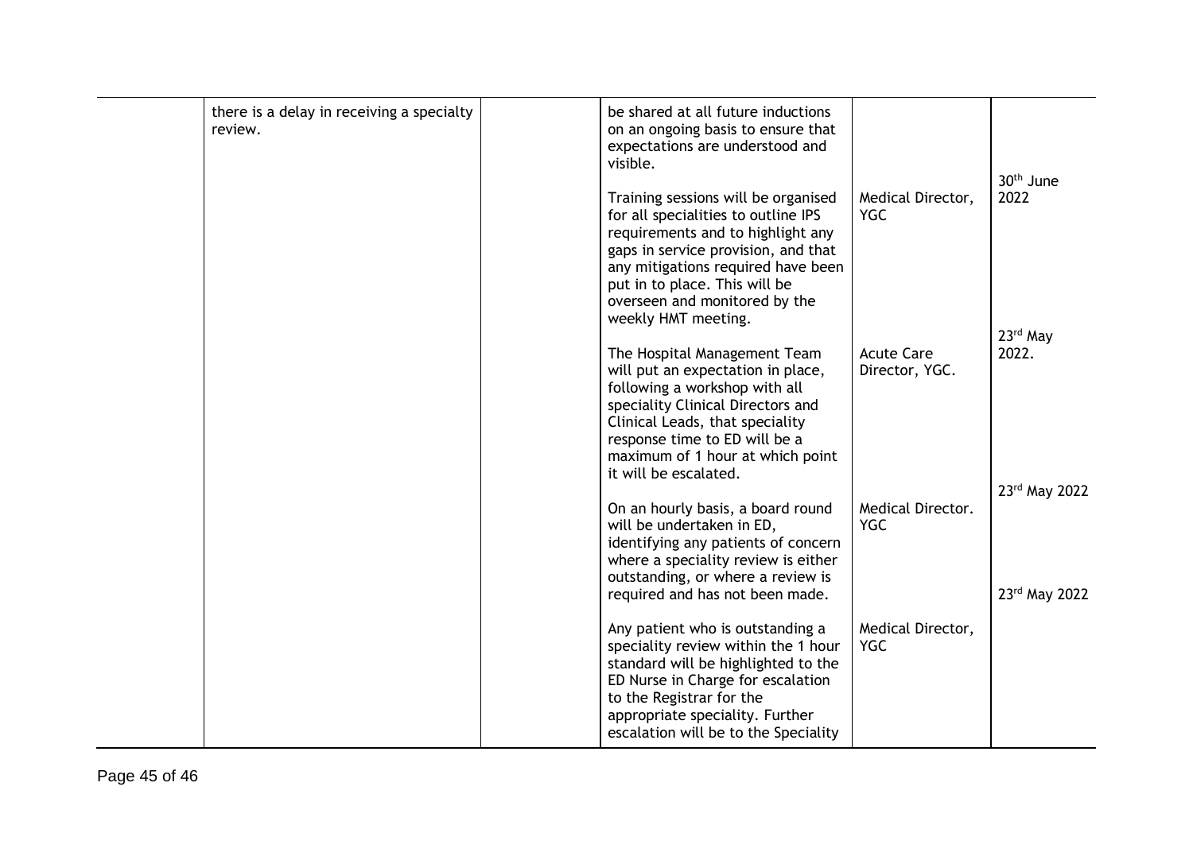| | | | | | |
|---|---|---|---|---|---|
| | there is a delay in receiving a specialty review. | | be shared at all future inductions on an ongoing basis to ensure that expectations are understood and visible. | | |
| | | | Training sessions will be organised for all specialities to outline IPS requirements and to highlight any gaps in service provision, and that any mitigations required have been put in to place. This will be overseen and monitored by the weekly HMT meeting. | Medical Director, YGC | 30th June 2022 |
| | | | The Hospital Management Team will put an expectation in place, following a workshop with all speciality Clinical Directors and Clinical Leads, that speciality response time to ED will be a maximum of 1 hour at which point it will be escalated. | Acute Care Director, YGC. | 23rd May 2022. |
| | | | On an hourly basis, a board round will be undertaken in ED, identifying any patients of concern where a speciality review is either outstanding, or where a review is required and has not been made. | Medical Director. YGC | 23rd May 2022 |
| | | | Any patient who is outstanding a speciality review within the 1 hour standard will be highlighted to the ED Nurse in Charge for escalation to the Registrar for the appropriate speciality. Further escalation will be to the Speciality | Medical Director, YGC | 23rd May 2022 |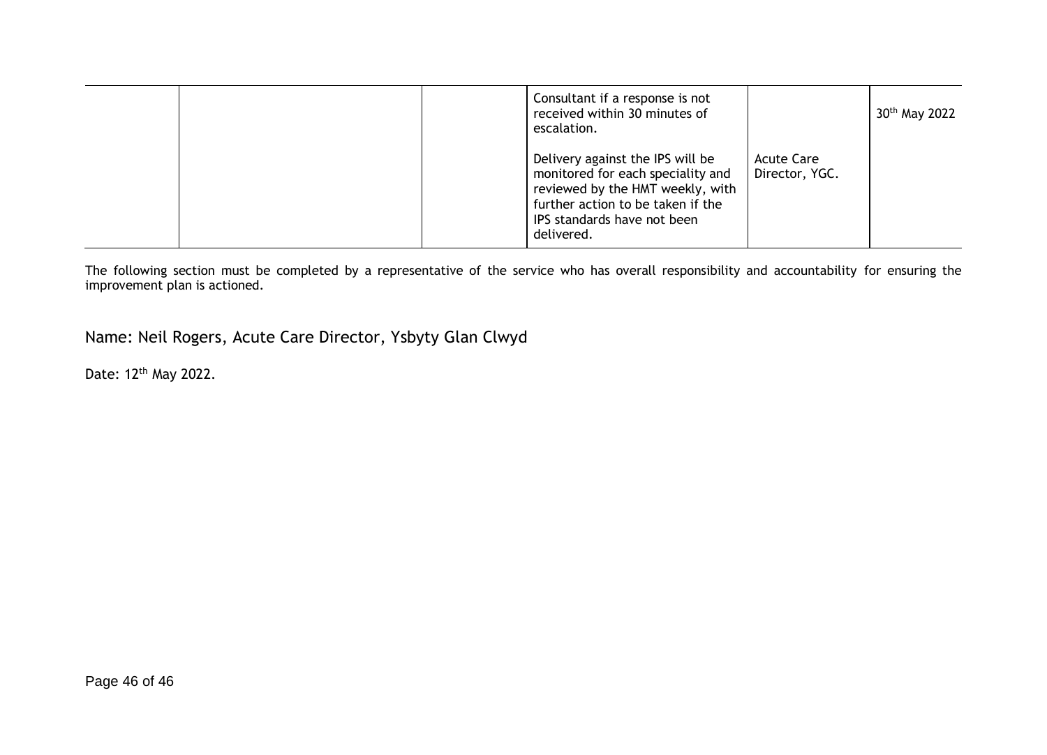| | | | | | |
|---|---|---|---|---|---|
| | | | Consultant if a response is not received within 30 minutes of escalation.<br><br>Delivery against the IPS will be monitored for each speciality and reviewed by the HMT weekly, with further action to be taken if the IPS standards have not been delivered. | Acute Care Director, YGC. | 30th May 2022 |

The following section must be completed by a representative of the service who has overall responsibility and accountability for ensuring the improvement plan is actioned.

Name: Neil Rogers, Acute Care Director, Ysbyty Glan Clwyd

Date: 12th May 2022.